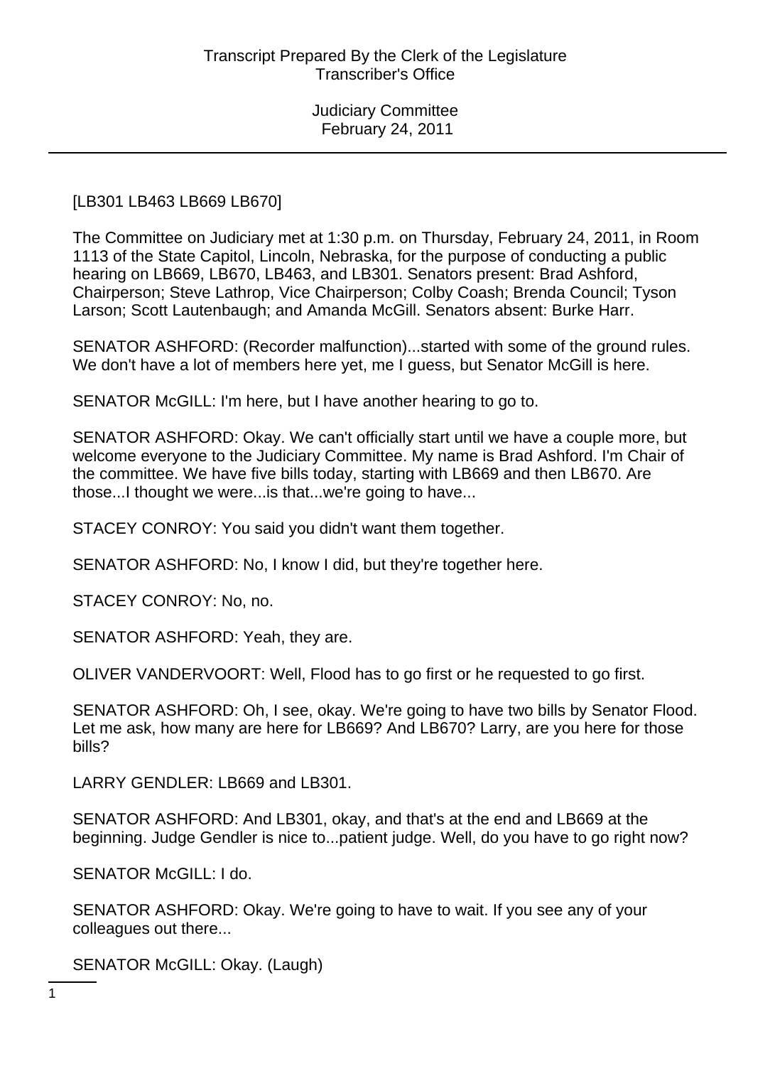[LB301 LB463 LB669 LB670]

The Committee on Judiciary met at 1:30 p.m. on Thursday, February 24, 2011, in Room 1113 of the State Capitol, Lincoln, Nebraska, for the purpose of conducting a public hearing on LB669, LB670, LB463, and LB301. Senators present: Brad Ashford, Chairperson; Steve Lathrop, Vice Chairperson; Colby Coash; Brenda Council; Tyson Larson; Scott Lautenbaugh; and Amanda McGill. Senators absent: Burke Harr.

SENATOR ASHFORD: (Recorder malfunction)...started with some of the ground rules. We don't have a lot of members here yet, me I guess, but Senator McGill is here.

SENATOR McGILL: I'm here, but I have another hearing to go to.

SENATOR ASHFORD: Okay. We can't officially start until we have a couple more, but welcome everyone to the Judiciary Committee. My name is Brad Ashford. I'm Chair of the committee. We have five bills today, starting with LB669 and then LB670. Are those...I thought we were...is that...we're going to have...

STACEY CONROY: You said you didn't want them together.

SENATOR ASHFORD: No, I know I did, but they're together here.

STACEY CONROY: No, no.

SENATOR ASHFORD: Yeah, they are.

OLIVER VANDERVOORT: Well, Flood has to go first or he requested to go first.

SENATOR ASHFORD: Oh, I see, okay. We're going to have two bills by Senator Flood. Let me ask, how many are here for LB669? And LB670? Larry, are you here for those bills?

LARRY GENDLER: LB669 and LB301.

SENATOR ASHFORD: And LB301, okay, and that's at the end and LB669 at the beginning. Judge Gendler is nice to...patient judge. Well, do you have to go right now?

SENATOR McGILL: I do.

SENATOR ASHFORD: Okay. We're going to have to wait. If you see any of your colleagues out there...

SENATOR McGILL: Okay. (Laugh)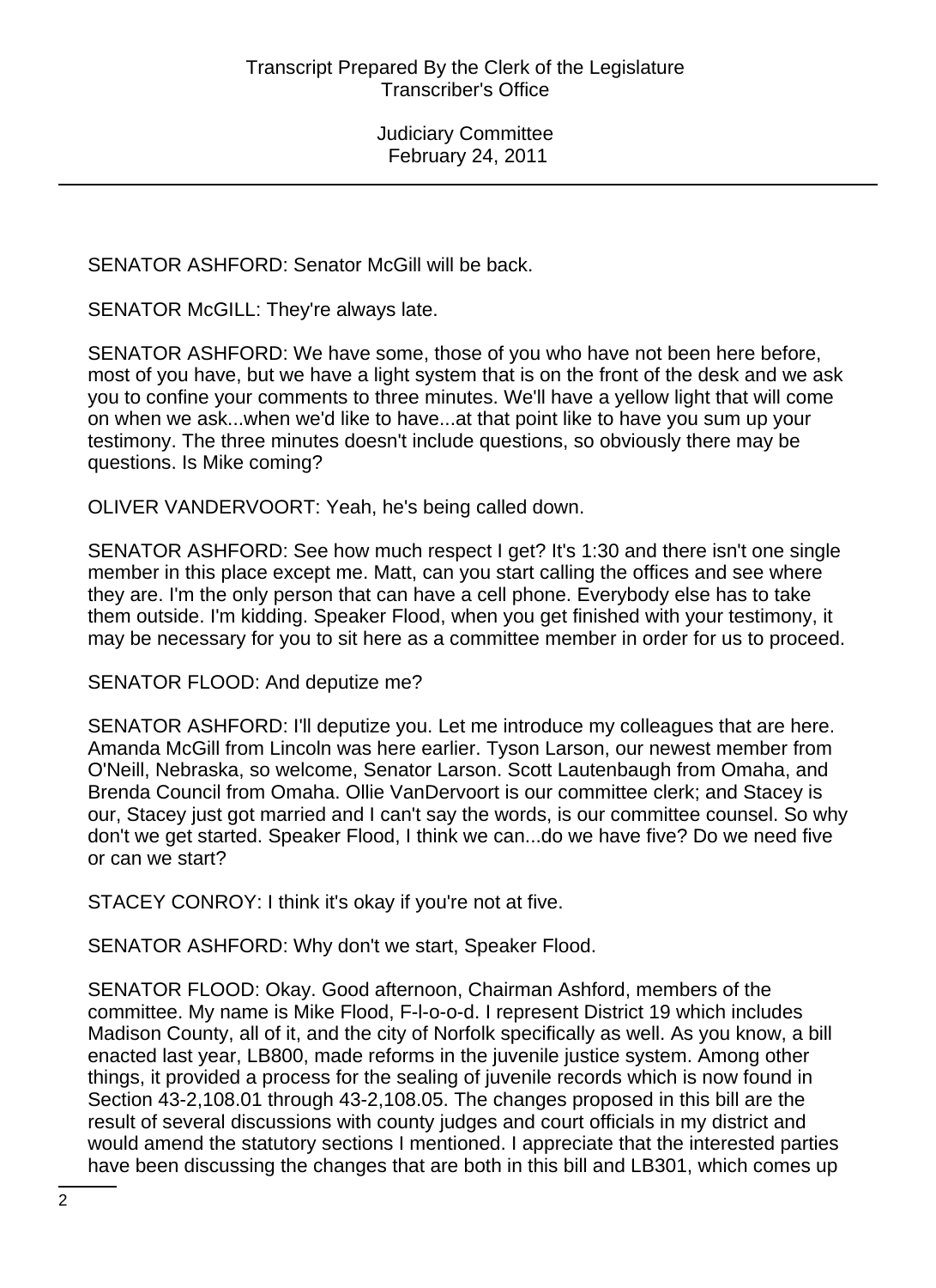SENATOR ASHFORD: Senator McGill will be back.

SENATOR McGILL: They're always late.

SENATOR ASHFORD: We have some, those of you who have not been here before, most of you have, but we have a light system that is on the front of the desk and we ask you to confine your comments to three minutes. We'll have a yellow light that will come on when we ask...when we'd like to have...at that point like to have you sum up your testimony. The three minutes doesn't include questions, so obviously there may be questions. Is Mike coming?

OLIVER VANDERVOORT: Yeah, he's being called down.

SENATOR ASHFORD: See how much respect I get? It's 1:30 and there isn't one single member in this place except me. Matt, can you start calling the offices and see where they are. I'm the only person that can have a cell phone. Everybody else has to take them outside. I'm kidding. Speaker Flood, when you get finished with your testimony, it may be necessary for you to sit here as a committee member in order for us to proceed.

SENATOR FLOOD: And deputize me?

SENATOR ASHFORD: I'll deputize you. Let me introduce my colleagues that are here. Amanda McGill from Lincoln was here earlier. Tyson Larson, our newest member from O'Neill, Nebraska, so welcome, Senator Larson. Scott Lautenbaugh from Omaha, and Brenda Council from Omaha. Ollie VanDervoort is our committee clerk; and Stacey is our, Stacey just got married and I can't say the words, is our committee counsel. So why don't we get started. Speaker Flood, I think we can...do we have five? Do we need five or can we start?

STACEY CONROY: I think it's okay if you're not at five.

SENATOR ASHFORD: Why don't we start, Speaker Flood.

SENATOR FLOOD: Okay. Good afternoon, Chairman Ashford, members of the committee. My name is Mike Flood, F-l-o-o-d. I represent District 19 which includes Madison County, all of it, and the city of Norfolk specifically as well. As you know, a bill enacted last year, LB800, made reforms in the juvenile justice system. Among other things, it provided a process for the sealing of juvenile records which is now found in Section 43-2,108.01 through 43-2,108.05. The changes proposed in this bill are the result of several discussions with county judges and court officials in my district and would amend the statutory sections I mentioned. I appreciate that the interested parties have been discussing the changes that are both in this bill and LB301, which comes up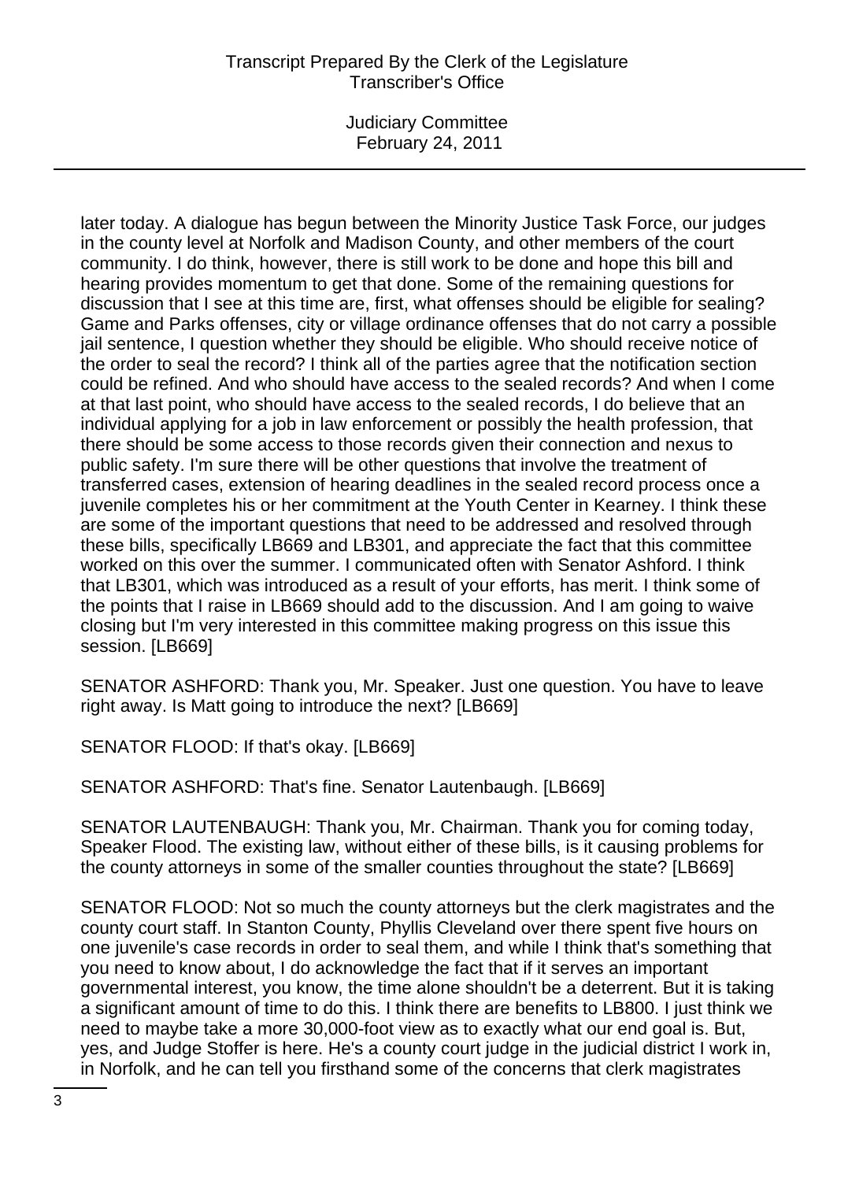later today. A dialogue has begun between the Minority Justice Task Force, our judges in the county level at Norfolk and Madison County, and other members of the court community. I do think, however, there is still work to be done and hope this bill and hearing provides momentum to get that done. Some of the remaining questions for discussion that I see at this time are, first, what offenses should be eligible for sealing? Game and Parks offenses, city or village ordinance offenses that do not carry a possible jail sentence, I question whether they should be eligible. Who should receive notice of the order to seal the record? I think all of the parties agree that the notification section could be refined. And who should have access to the sealed records? And when I come at that last point, who should have access to the sealed records, I do believe that an individual applying for a job in law enforcement or possibly the health profession, that there should be some access to those records given their connection and nexus to public safety. I'm sure there will be other questions that involve the treatment of transferred cases, extension of hearing deadlines in the sealed record process once a juvenile completes his or her commitment at the Youth Center in Kearney. I think these are some of the important questions that need to be addressed and resolved through these bills, specifically LB669 and LB301, and appreciate the fact that this committee worked on this over the summer. I communicated often with Senator Ashford. I think that LB301, which was introduced as a result of your efforts, has merit. I think some of the points that I raise in LB669 should add to the discussion. And I am going to waive closing but I'm very interested in this committee making progress on this issue this session. [LB669]

SENATOR ASHFORD: Thank you, Mr. Speaker. Just one question. You have to leave right away. Is Matt going to introduce the next? [LB669]

SENATOR FLOOD: If that's okay. [LB669]

SENATOR ASHFORD: That's fine. Senator Lautenbaugh. [LB669]

SENATOR LAUTENBAUGH: Thank you, Mr. Chairman. Thank you for coming today, Speaker Flood. The existing law, without either of these bills, is it causing problems for the county attorneys in some of the smaller counties throughout the state? [LB669]

SENATOR FLOOD: Not so much the county attorneys but the clerk magistrates and the county court staff. In Stanton County, Phyllis Cleveland over there spent five hours on one juvenile's case records in order to seal them, and while I think that's something that you need to know about, I do acknowledge the fact that if it serves an important governmental interest, you know, the time alone shouldn't be a deterrent. But it is taking a significant amount of time to do this. I think there are benefits to LB800. I just think we need to maybe take a more 30,000-foot view as to exactly what our end goal is. But, yes, and Judge Stoffer is here. He's a county court judge in the judicial district I work in, in Norfolk, and he can tell you firsthand some of the concerns that clerk magistrates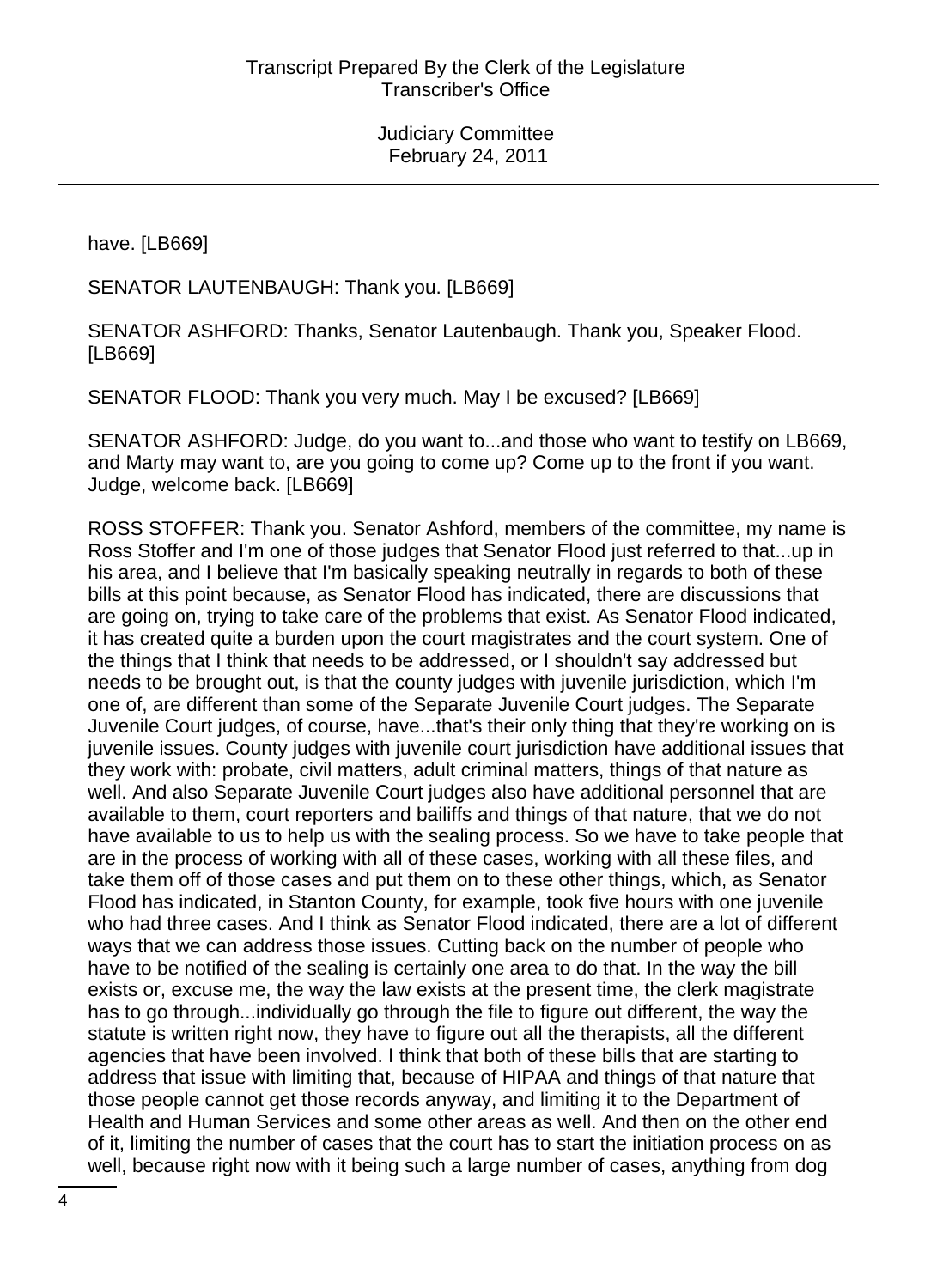have. [LB669]

SENATOR LAUTENBAUGH: Thank you. [LB669]

SENATOR ASHFORD: Thanks, Senator Lautenbaugh. Thank you, Speaker Flood. [LB669]

SENATOR FLOOD: Thank you very much. May I be excused? [LB669]

SENATOR ASHFORD: Judge, do you want to...and those who want to testify on LB669, and Marty may want to, are you going to come up? Come up to the front if you want. Judge, welcome back. [LB669]

ROSS STOFFER: Thank you. Senator Ashford, members of the committee, my name is Ross Stoffer and I'm one of those judges that Senator Flood just referred to that...up in his area, and I believe that I'm basically speaking neutrally in regards to both of these bills at this point because, as Senator Flood has indicated, there are discussions that are going on, trying to take care of the problems that exist. As Senator Flood indicated, it has created quite a burden upon the court magistrates and the court system. One of the things that I think that needs to be addressed, or I shouldn't say addressed but needs to be brought out, is that the county judges with juvenile jurisdiction, which I'm one of, are different than some of the Separate Juvenile Court judges. The Separate Juvenile Court judges, of course, have...that's their only thing that they're working on is juvenile issues. County judges with juvenile court jurisdiction have additional issues that they work with: probate, civil matters, adult criminal matters, things of that nature as well. And also Separate Juvenile Court judges also have additional personnel that are available to them, court reporters and bailiffs and things of that nature, that we do not have available to us to help us with the sealing process. So we have to take people that are in the process of working with all of these cases, working with all these files, and take them off of those cases and put them on to these other things, which, as Senator Flood has indicated, in Stanton County, for example, took five hours with one juvenile who had three cases. And I think as Senator Flood indicated, there are a lot of different ways that we can address those issues. Cutting back on the number of people who have to be notified of the sealing is certainly one area to do that. In the way the bill exists or, excuse me, the way the law exists at the present time, the clerk magistrate has to go through...individually go through the file to figure out different, the way the statute is written right now, they have to figure out all the therapists, all the different agencies that have been involved. I think that both of these bills that are starting to address that issue with limiting that, because of HIPAA and things of that nature that those people cannot get those records anyway, and limiting it to the Department of Health and Human Services and some other areas as well. And then on the other end of it, limiting the number of cases that the court has to start the initiation process on as well, because right now with it being such a large number of cases, anything from dog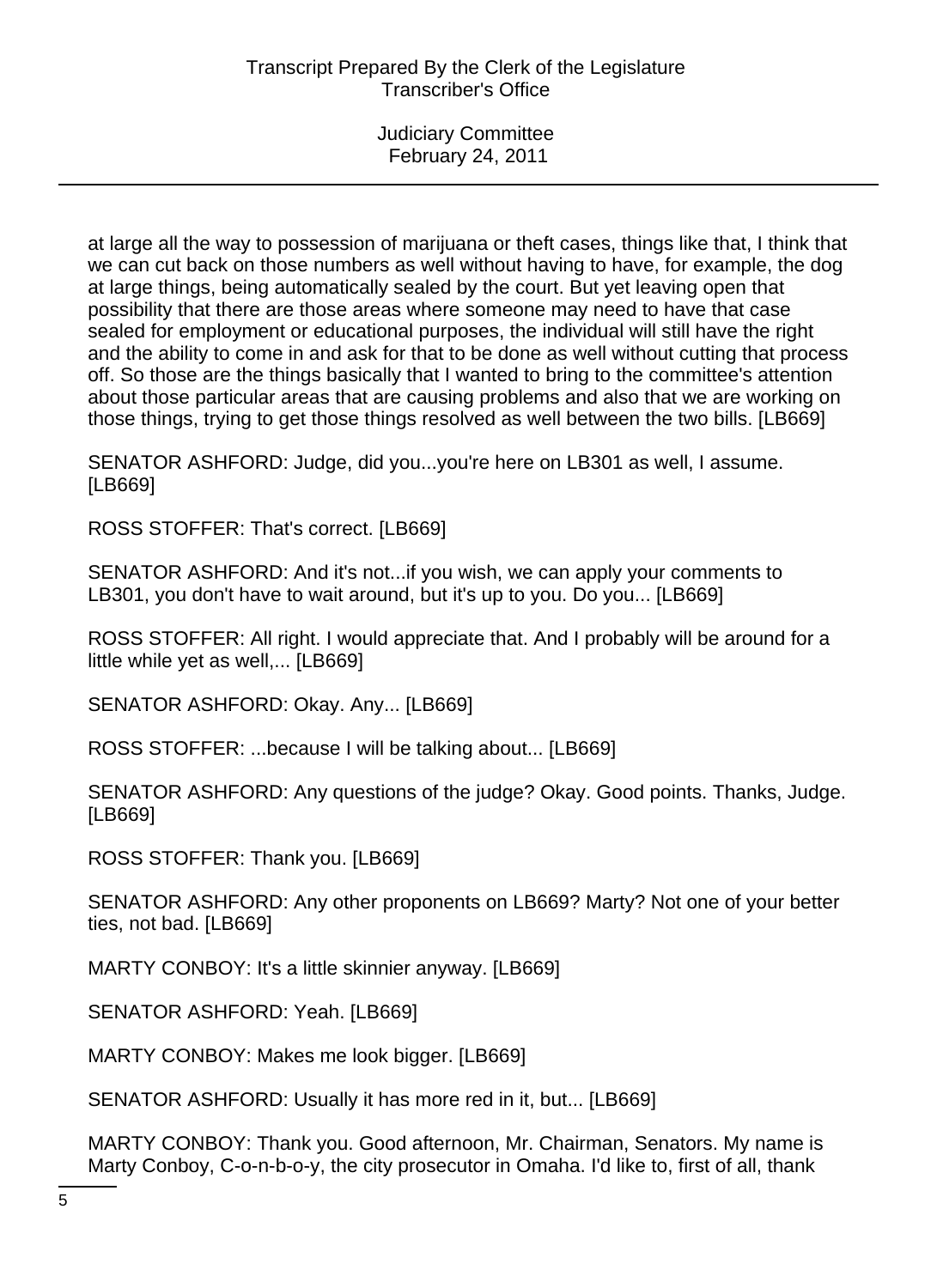at large all the way to possession of marijuana or theft cases, things like that, I think that we can cut back on those numbers as well without having to have, for example, the dog at large things, being automatically sealed by the court. But yet leaving open that possibility that there are those areas where someone may need to have that case sealed for employment or educational purposes, the individual will still have the right and the ability to come in and ask for that to be done as well without cutting that process off. So those are the things basically that I wanted to bring to the committee's attention about those particular areas that are causing problems and also that we are working on those things, trying to get those things resolved as well between the two bills. [LB669]

SENATOR ASHFORD: Judge, did you...you're here on LB301 as well, I assume. [LB669]

ROSS STOFFER: That's correct. [LB669]

SENATOR ASHFORD: And it's not...if you wish, we can apply your comments to LB301, you don't have to wait around, but it's up to you. Do you... [LB669]

ROSS STOFFER: All right. I would appreciate that. And I probably will be around for a little while yet as well,... [LB669]

SENATOR ASHFORD: Okay. Any... [LB669]

ROSS STOFFER: ...because I will be talking about... [LB669]

SENATOR ASHFORD: Any questions of the judge? Okay. Good points. Thanks, Judge. [LB669]

ROSS STOFFER: Thank you. [LB669]

SENATOR ASHFORD: Any other proponents on LB669? Marty? Not one of your better ties, not bad. [LB669]

MARTY CONBOY: It's a little skinnier anyway. [LB669]

SENATOR ASHFORD: Yeah. [LB669]

MARTY CONBOY: Makes me look bigger. [LB669]

SENATOR ASHFORD: Usually it has more red in it, but... [LB669]

MARTY CONBOY: Thank you. Good afternoon, Mr. Chairman, Senators. My name is Marty Conboy, C-o-n-b-o-y, the city prosecutor in Omaha. I'd like to, first of all, thank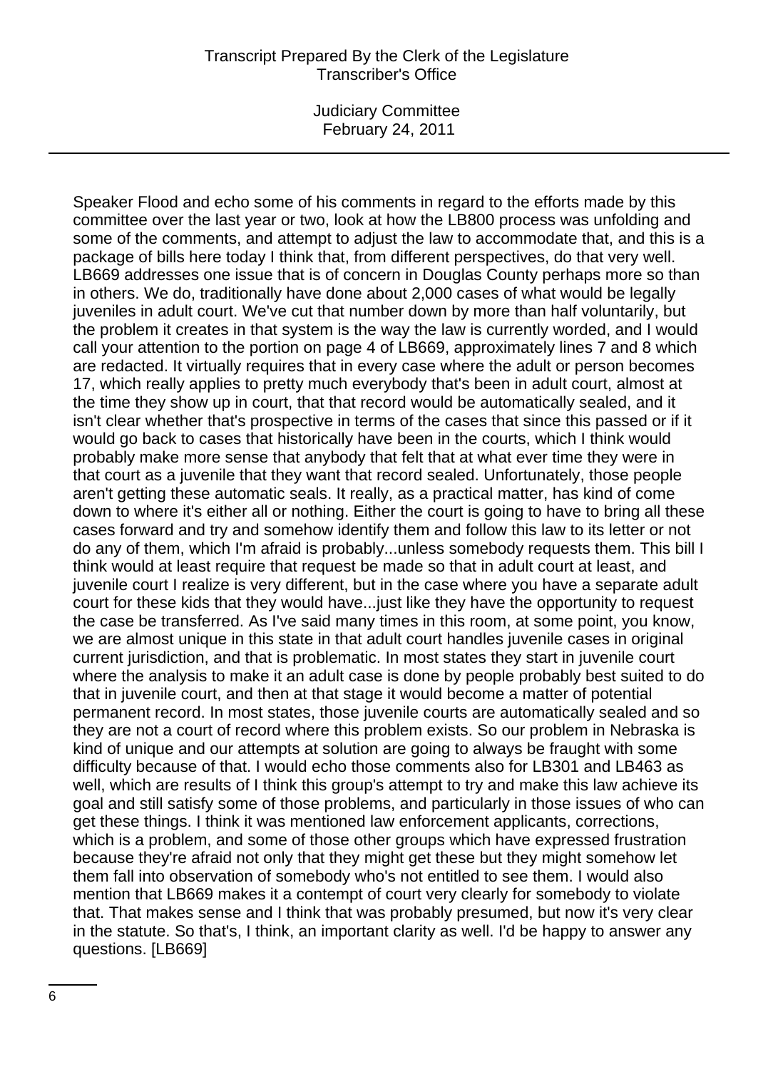Speaker Flood and echo some of his comments in regard to the efforts made by this committee over the last year or two, look at how the LB800 process was unfolding and some of the comments, and attempt to adjust the law to accommodate that, and this is a package of bills here today I think that, from different perspectives, do that very well. LB669 addresses one issue that is of concern in Douglas County perhaps more so than in others. We do, traditionally have done about 2,000 cases of what would be legally juveniles in adult court. We've cut that number down by more than half voluntarily, but the problem it creates in that system is the way the law is currently worded, and I would call your attention to the portion on page 4 of LB669, approximately lines 7 and 8 which are redacted. It virtually requires that in every case where the adult or person becomes 17, which really applies to pretty much everybody that's been in adult court, almost at the time they show up in court, that that record would be automatically sealed, and it isn't clear whether that's prospective in terms of the cases that since this passed or if it would go back to cases that historically have been in the courts, which I think would probably make more sense that anybody that felt that at what ever time they were in that court as a juvenile that they want that record sealed. Unfortunately, those people aren't getting these automatic seals. It really, as a practical matter, has kind of come down to where it's either all or nothing. Either the court is going to have to bring all these cases forward and try and somehow identify them and follow this law to its letter or not do any of them, which I'm afraid is probably...unless somebody requests them. This bill I think would at least require that request be made so that in adult court at least, and juvenile court I realize is very different, but in the case where you have a separate adult court for these kids that they would have...just like they have the opportunity to request the case be transferred. As I've said many times in this room, at some point, you know, we are almost unique in this state in that adult court handles juvenile cases in original current jurisdiction, and that is problematic. In most states they start in juvenile court where the analysis to make it an adult case is done by people probably best suited to do that in juvenile court, and then at that stage it would become a matter of potential permanent record. In most states, those juvenile courts are automatically sealed and so they are not a court of record where this problem exists. So our problem in Nebraska is kind of unique and our attempts at solution are going to always be fraught with some difficulty because of that. I would echo those comments also for LB301 and LB463 as well, which are results of I think this group's attempt to try and make this law achieve its goal and still satisfy some of those problems, and particularly in those issues of who can get these things. I think it was mentioned law enforcement applicants, corrections, which is a problem, and some of those other groups which have expressed frustration because they're afraid not only that they might get these but they might somehow let them fall into observation of somebody who's not entitled to see them. I would also mention that LB669 makes it a contempt of court very clearly for somebody to violate that. That makes sense and I think that was probably presumed, but now it's very clear in the statute. So that's, I think, an important clarity as well. I'd be happy to answer any questions. [LB669]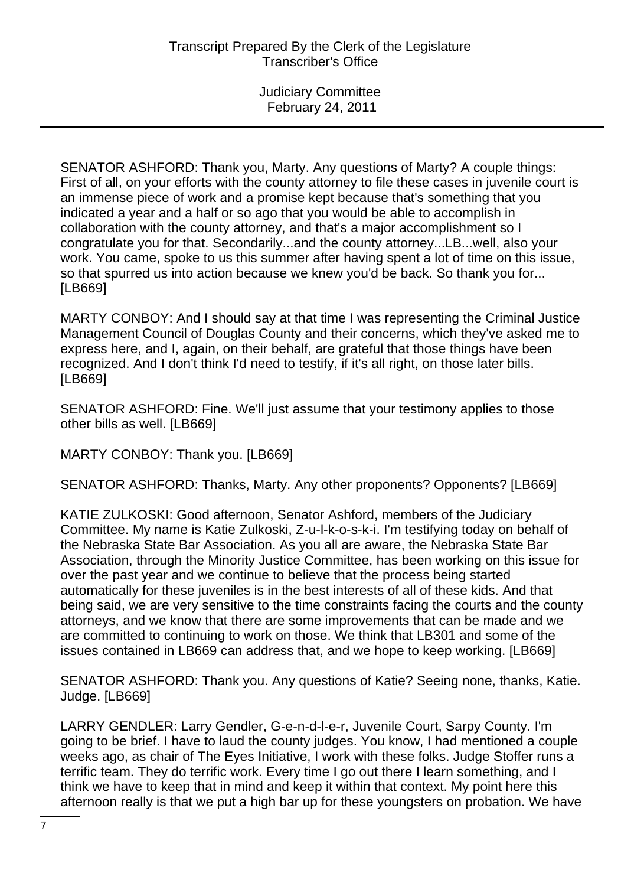SENATOR ASHFORD: Thank you, Marty. Any questions of Marty? A couple things: First of all, on your efforts with the county attorney to file these cases in juvenile court is an immense piece of work and a promise kept because that's something that you indicated a year and a half or so ago that you would be able to accomplish in collaboration with the county attorney, and that's a major accomplishment so I congratulate you for that. Secondarily...and the county attorney...LB...well, also your work. You came, spoke to us this summer after having spent a lot of time on this issue, so that spurred us into action because we knew you'd be back. So thank you for... [LB669]

MARTY CONBOY: And I should say at that time I was representing the Criminal Justice Management Council of Douglas County and their concerns, which they've asked me to express here, and I, again, on their behalf, are grateful that those things have been recognized. And I don't think I'd need to testify, if it's all right, on those later bills. [LB669]

SENATOR ASHFORD: Fine. We'll just assume that your testimony applies to those other bills as well. [LB669]

MARTY CONBOY: Thank you. [LB669]

SENATOR ASHFORD: Thanks, Marty. Any other proponents? Opponents? [LB669]

KATIE ZULKOSKI: Good afternoon, Senator Ashford, members of the Judiciary Committee. My name is Katie Zulkoski, Z-u-l-k-o-s-k-i. I'm testifying today on behalf of the Nebraska State Bar Association. As you all are aware, the Nebraska State Bar Association, through the Minority Justice Committee, has been working on this issue for over the past year and we continue to believe that the process being started automatically for these juveniles is in the best interests of all of these kids. And that being said, we are very sensitive to the time constraints facing the courts and the county attorneys, and we know that there are some improvements that can be made and we are committed to continuing to work on those. We think that LB301 and some of the issues contained in LB669 can address that, and we hope to keep working. [LB669]

SENATOR ASHFORD: Thank you. Any questions of Katie? Seeing none, thanks, Katie. Judge. [LB669]

LARRY GENDLER: Larry Gendler, G-e-n-d-l-e-r, Juvenile Court, Sarpy County. I'm going to be brief. I have to laud the county judges. You know, I had mentioned a couple weeks ago, as chair of The Eyes Initiative, I work with these folks. Judge Stoffer runs a terrific team. They do terrific work. Every time I go out there I learn something, and I think we have to keep that in mind and keep it within that context. My point here this afternoon really is that we put a high bar up for these youngsters on probation. We have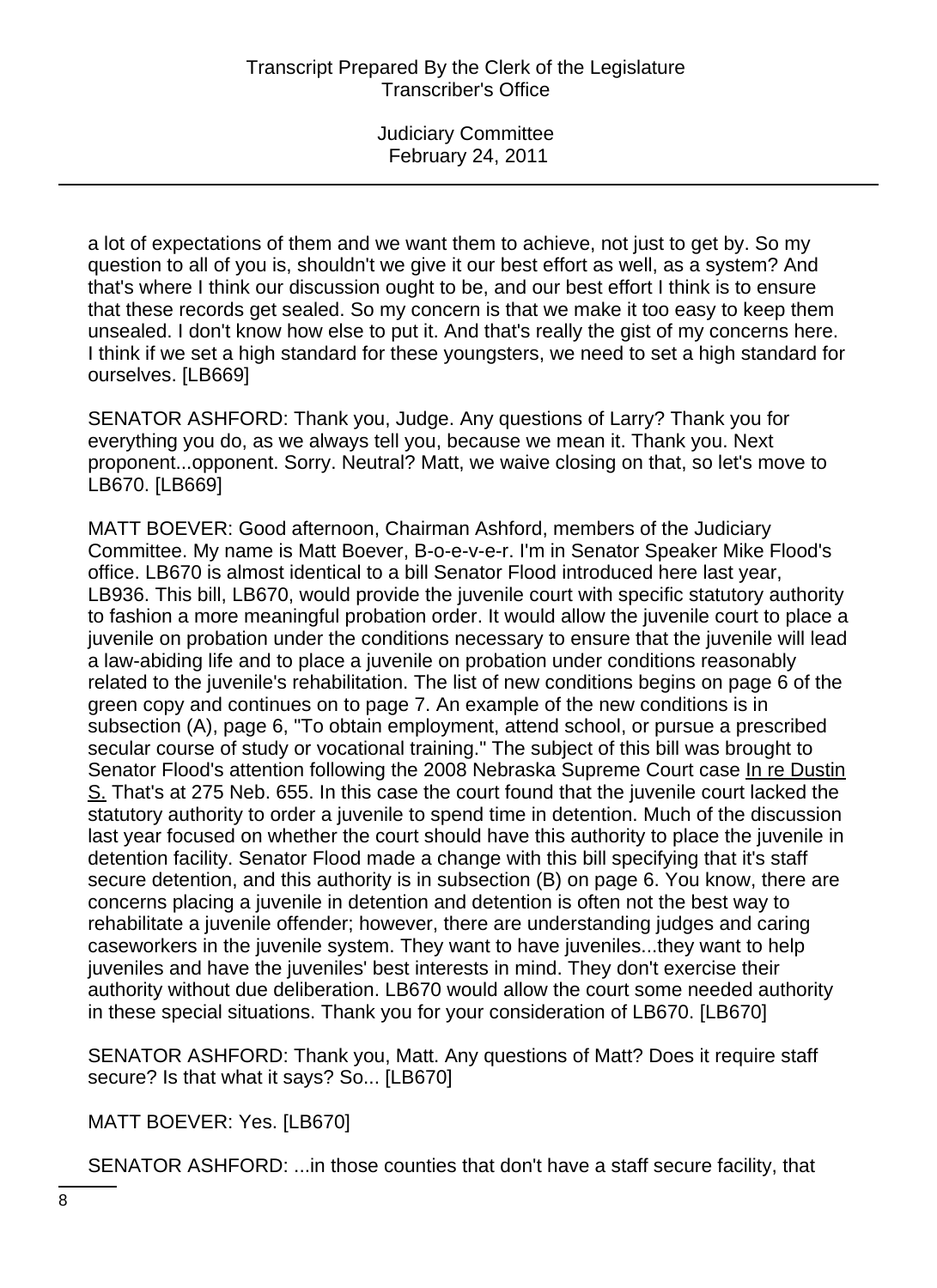a lot of expectations of them and we want them to achieve, not just to get by. So my question to all of you is, shouldn't we give it our best effort as well, as a system? And that's where I think our discussion ought to be, and our best effort I think is to ensure that these records get sealed. So my concern is that we make it too easy to keep them unsealed. I don't know how else to put it. And that's really the gist of my concerns here. I think if we set a high standard for these youngsters, we need to set a high standard for ourselves. [LB669]

SENATOR ASHFORD: Thank you, Judge. Any questions of Larry? Thank you for everything you do, as we always tell you, because we mean it. Thank you. Next proponent...opponent. Sorry. Neutral? Matt, we waive closing on that, so let's move to LB670. [LB669]

MATT BOEVER: Good afternoon, Chairman Ashford, members of the Judiciary Committee. My name is Matt Boever, B-o-e-v-e-r. I'm in Senator Speaker Mike Flood's office. LB670 is almost identical to a bill Senator Flood introduced here last year, LB936. This bill, LB670, would provide the juvenile court with specific statutory authority to fashion a more meaningful probation order. It would allow the juvenile court to place a juvenile on probation under the conditions necessary to ensure that the juvenile will lead a law-abiding life and to place a juvenile on probation under conditions reasonably related to the juvenile's rehabilitation. The list of new conditions begins on page 6 of the green copy and continues on to page 7. An example of the new conditions is in subsection (A), page 6, "To obtain employment, attend school, or pursue a prescribed secular course of study or vocational training." The subject of this bill was brought to Senator Flood's attention following the 2008 Nebraska Supreme Court case <u>In re Dustin S.</u> That's at 275 Neb. 655. In this case the court found that the juvenile court lacked the statutory authority to order a juvenile to spend time in detention. Much of the discussion last year focused on whether the court should have this authority to place the juvenile in detention facility. Senator Flood made a change with this bill specifying that it's staff secure detention, and this authority is in subsection (B) on page 6. You know, there are concerns placing a juvenile in detention and detention is often not the best way to rehabilitate a juvenile offender; however, there are understanding judges and caring caseworkers in the juvenile system. They want to have juveniles...they want to help juveniles and have the juveniles' best interests in mind. They don't exercise their authority without due deliberation. LB670 would allow the court some needed authority in these special situations. Thank you for your consideration of LB670. [LB670]

SENATOR ASHFORD: Thank you, Matt. Any questions of Matt? Does it require staff secure? Is that what it says? So... [LB670]

MATT BOEVER: Yes. [LB670]

SENATOR ASHFORD: ...in those counties that don't have a staff secure facility, that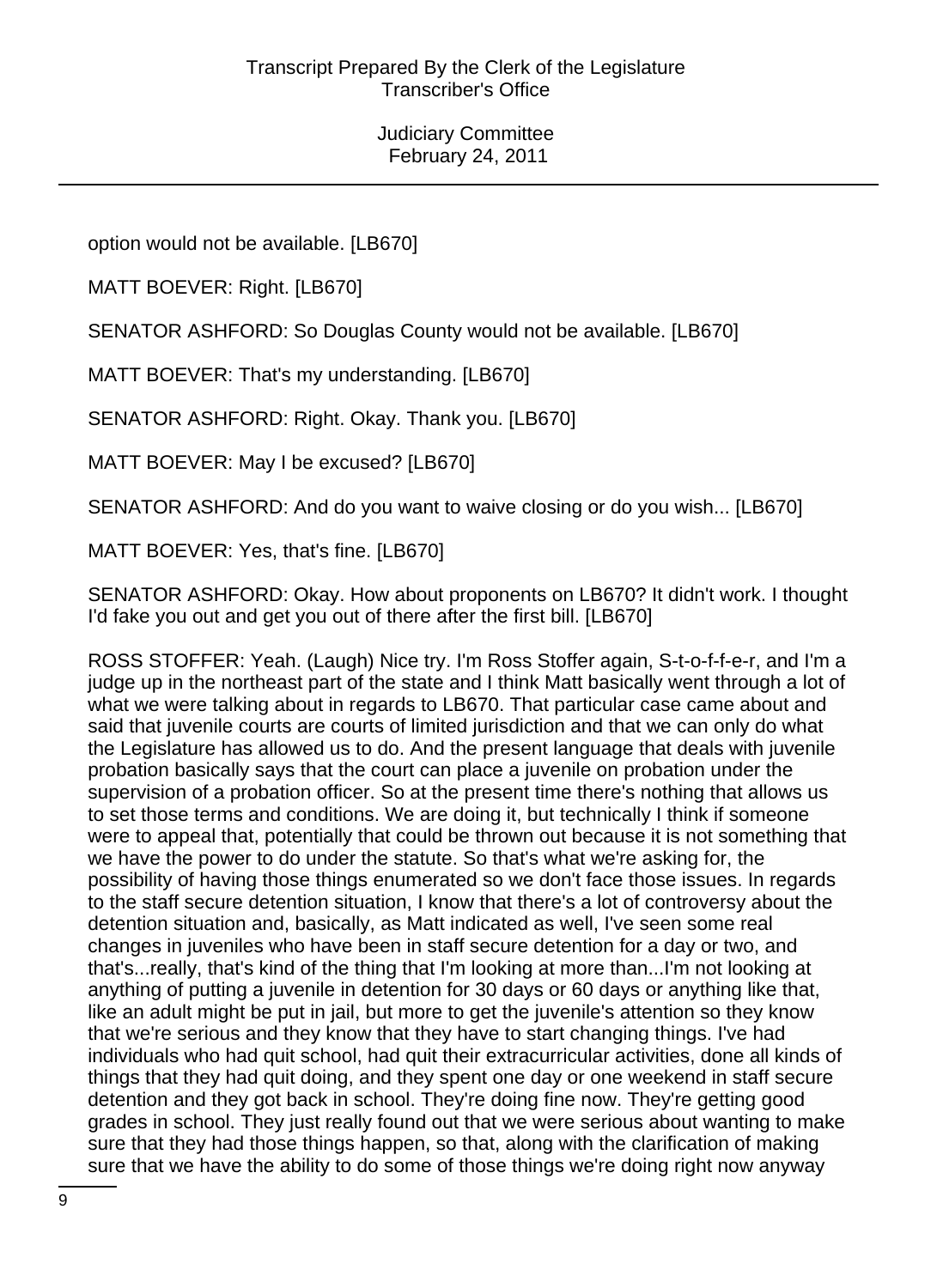option would not be available. [LB670]

MATT BOEVER: Right. [LB670]

SENATOR ASHFORD: So Douglas County would not be available. [LB670]

MATT BOEVER: That's my understanding. [LB670]

SENATOR ASHFORD: Right. Okay. Thank you. [LB670]

MATT BOEVER: May I be excused? [LB670]

SENATOR ASHFORD: And do you want to waive closing or do you wish... [LB670]

MATT BOEVER: Yes, that's fine. [LB670]

SENATOR ASHFORD: Okay. How about proponents on LB670? It didn't work. I thought I'd fake you out and get you out of there after the first bill. [LB670]

ROSS STOFFER: Yeah. (Laugh) Nice try. I'm Ross Stoffer again, S-t-o-f-f-e-r, and I'm a judge up in the northeast part of the state and I think Matt basically went through a lot of what we were talking about in regards to LB670. That particular case came about and said that juvenile courts are courts of limited jurisdiction and that we can only do what the Legislature has allowed us to do. And the present language that deals with juvenile probation basically says that the court can place a juvenile on probation under the supervision of a probation officer. So at the present time there's nothing that allows us to set those terms and conditions. We are doing it, but technically I think if someone were to appeal that, potentially that could be thrown out because it is not something that we have the power to do under the statute. So that's what we're asking for, the possibility of having those things enumerated so we don't face those issues. In regards to the staff secure detention situation, I know that there's a lot of controversy about the detention situation and, basically, as Matt indicated as well, I've seen some real changes in juveniles who have been in staff secure detention for a day or two, and that's...really, that's kind of the thing that I'm looking at more than...I'm not looking at anything of putting a juvenile in detention for 30 days or 60 days or anything like that, like an adult might be put in jail, but more to get the juvenile's attention so they know that we're serious and they know that they have to start changing things. I've had individuals who had quit school, had quit their extracurricular activities, done all kinds of things that they had quit doing, and they spent one day or one weekend in staff secure detention and they got back in school. They're doing fine now. They're getting good grades in school. They just really found out that we were serious about wanting to make sure that they had those things happen, so that, along with the clarification of making sure that we have the ability to do some of those things we're doing right now anyway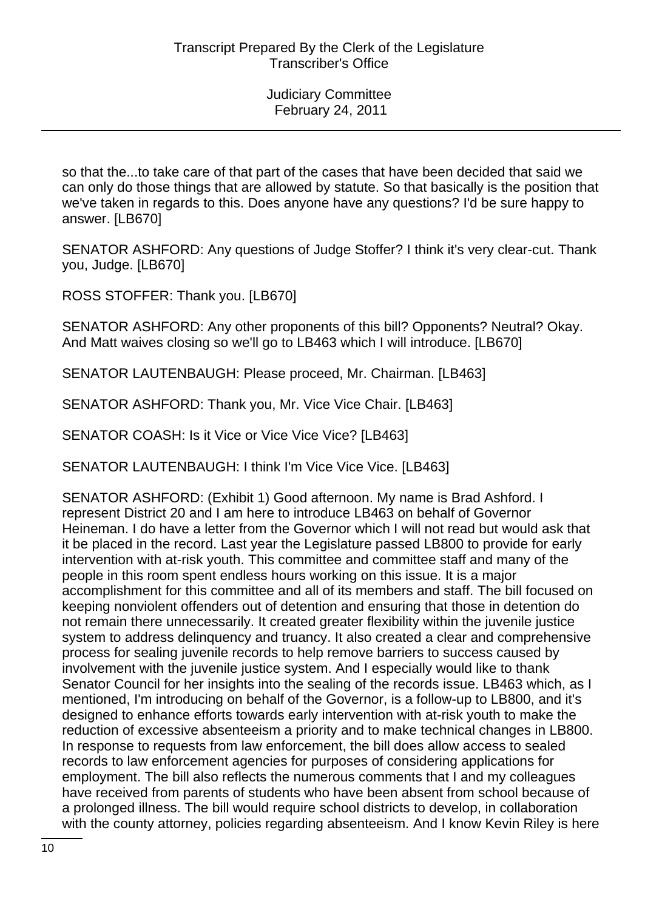so that the...to take care of that part of the cases that have been decided that said we can only do those things that are allowed by statute. So that basically is the position that we've taken in regards to this. Does anyone have any questions? I'd be sure happy to answer. [LB670]

SENATOR ASHFORD: Any questions of Judge Stoffer? I think it's very clear-cut. Thank you, Judge. [LB670]

ROSS STOFFER: Thank you. [LB670]

SENATOR ASHFORD: Any other proponents of this bill? Opponents? Neutral? Okay. And Matt waives closing so we'll go to LB463 which I will introduce. [LB670]

SENATOR LAUTENBAUGH: Please proceed, Mr. Chairman. [LB463]

SENATOR ASHFORD: Thank you, Mr. Vice Vice Chair. [LB463]

SENATOR COASH: Is it Vice or Vice Vice Vice? [LB463]

SENATOR LAUTENBAUGH: I think I'm Vice Vice Vice. [LB463]

SENATOR ASHFORD: (Exhibit 1) Good afternoon. My name is Brad Ashford. I represent District 20 and I am here to introduce LB463 on behalf of Governor Heineman. I do have a letter from the Governor which I will not read but would ask that it be placed in the record. Last year the Legislature passed LB800 to provide for early intervention with at-risk youth. This committee and committee staff and many of the people in this room spent endless hours working on this issue. It is a major accomplishment for this committee and all of its members and staff. The bill focused on keeping nonviolent offenders out of detention and ensuring that those in detention do not remain there unnecessarily. It created greater flexibility within the juvenile justice system to address delinquency and truancy. It also created a clear and comprehensive process for sealing juvenile records to help remove barriers to success caused by involvement with the juvenile justice system. And I especially would like to thank Senator Council for her insights into the sealing of the records issue. LB463 which, as I mentioned, I'm introducing on behalf of the Governor, is a follow-up to LB800, and it's designed to enhance efforts towards early intervention with at-risk youth to make the reduction of excessive absenteeism a priority and to make technical changes in LB800. In response to requests from law enforcement, the bill does allow access to sealed records to law enforcement agencies for purposes of considering applications for employment. The bill also reflects the numerous comments that I and my colleagues have received from parents of students who have been absent from school because of a prolonged illness. The bill would require school districts to develop, in collaboration with the county attorney, policies regarding absenteeism. And I know Kevin Riley is here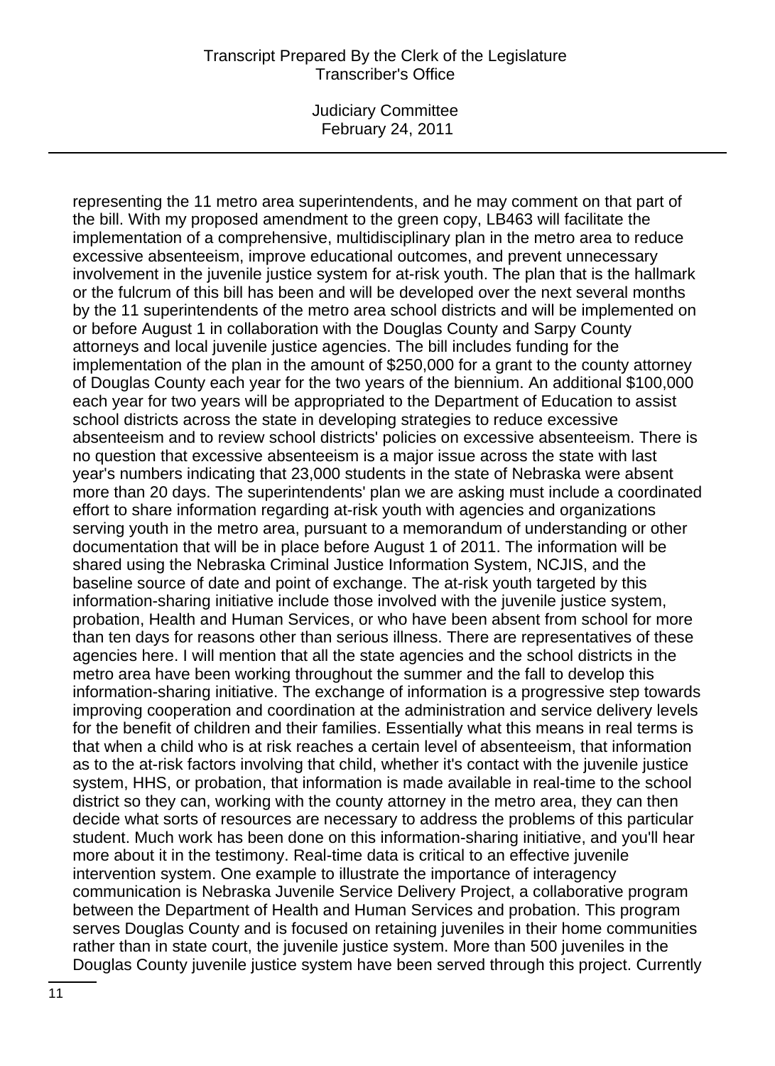representing the 11 metro area superintendents, and he may comment on that part of the bill. With my proposed amendment to the green copy, LB463 will facilitate the implementation of a comprehensive, multidisciplinary plan in the metro area to reduce excessive absenteeism, improve educational outcomes, and prevent unnecessary involvement in the juvenile justice system for at-risk youth. The plan that is the hallmark or the fulcrum of this bill has been and will be developed over the next several months by the 11 superintendents of the metro area school districts and will be implemented on or before August 1 in collaboration with the Douglas County and Sarpy County attorneys and local juvenile justice agencies. The bill includes funding for the implementation of the plan in the amount of $250,000 for a grant to the county attorney of Douglas County each year for the two years of the biennium. An additional $100,000 each year for two years will be appropriated to the Department of Education to assist school districts across the state in developing strategies to reduce excessive absenteeism and to review school districts' policies on excessive absenteeism. There is no question that excessive absenteeism is a major issue across the state with last year's numbers indicating that 23,000 students in the state of Nebraska were absent more than 20 days. The superintendents' plan we are asking must include a coordinated effort to share information regarding at-risk youth with agencies and organizations serving youth in the metro area, pursuant to a memorandum of understanding or other documentation that will be in place before August 1 of 2011. The information will be shared using the Nebraska Criminal Justice Information System, NCJIS, and the baseline source of date and point of exchange. The at-risk youth targeted by this information-sharing initiative include those involved with the juvenile justice system, probation, Health and Human Services, or who have been absent from school for more than ten days for reasons other than serious illness. There are representatives of these agencies here. I will mention that all the state agencies and the school districts in the metro area have been working throughout the summer and the fall to develop this information-sharing initiative. The exchange of information is a progressive step towards improving cooperation and coordination at the administration and service delivery levels for the benefit of children and their families. Essentially what this means in real terms is that when a child who is at risk reaches a certain level of absenteeism, that information as to the at-risk factors involving that child, whether it's contact with the juvenile justice system, HHS, or probation, that information is made available in real-time to the school district so they can, working with the county attorney in the metro area, they can then decide what sorts of resources are necessary to address the problems of this particular student. Much work has been done on this information-sharing initiative, and you'll hear more about it in the testimony. Real-time data is critical to an effective juvenile intervention system. One example to illustrate the importance of interagency communication is Nebraska Juvenile Service Delivery Project, a collaborative program between the Department of Health and Human Services and probation. This program serves Douglas County and is focused on retaining juveniles in their home communities rather than in state court, the juvenile justice system. More than 500 juveniles in the Douglas County juvenile justice system have been served through this project. Currently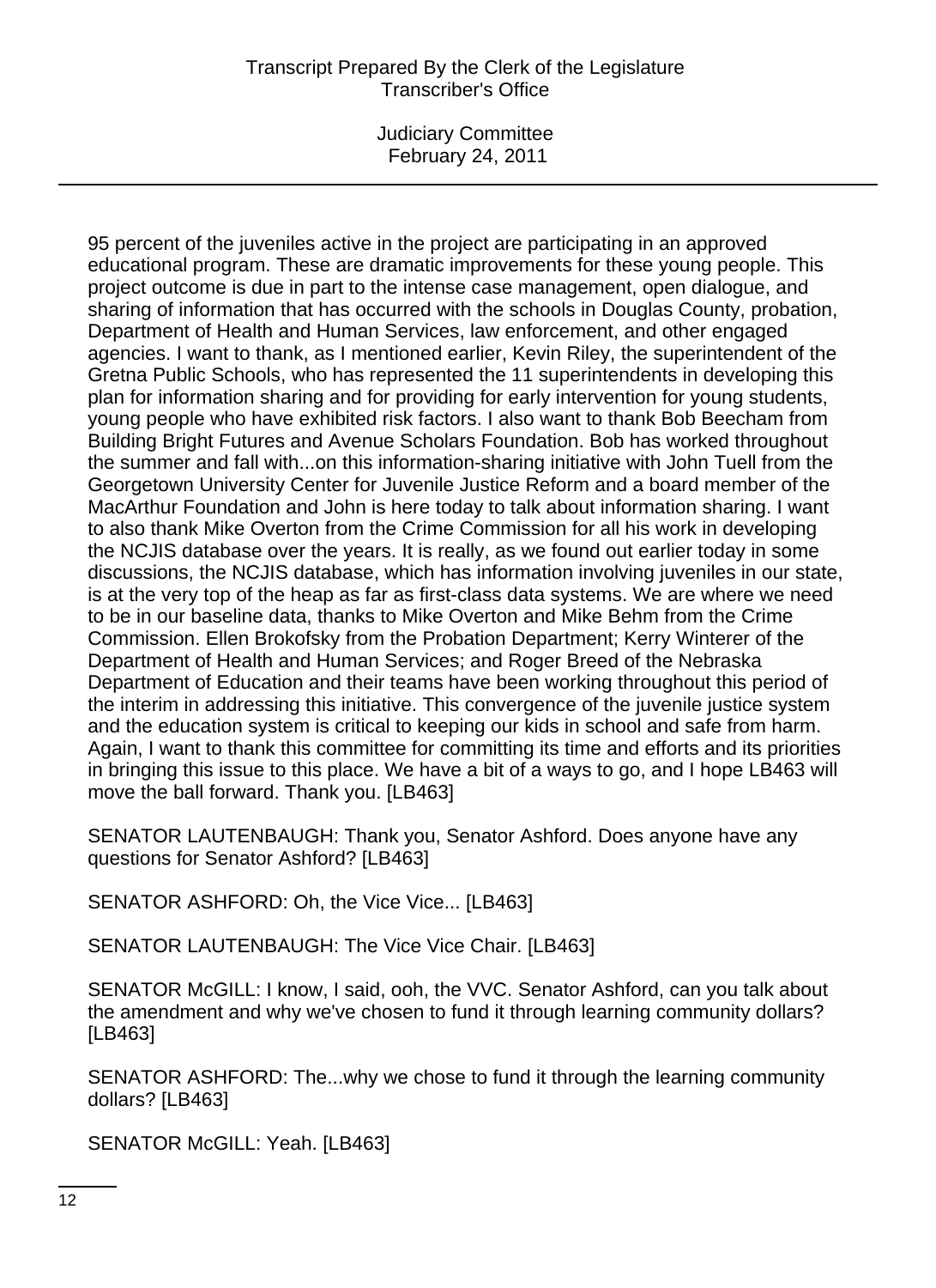95 percent of the juveniles active in the project are participating in an approved educational program. These are dramatic improvements for these young people. This project outcome is due in part to the intense case management, open dialogue, and sharing of information that has occurred with the schools in Douglas County, probation, Department of Health and Human Services, law enforcement, and other engaged agencies. I want to thank, as I mentioned earlier, Kevin Riley, the superintendent of the Gretna Public Schools, who has represented the 11 superintendents in developing this plan for information sharing and for providing for early intervention for young students, young people who have exhibited risk factors. I also want to thank Bob Beecham from Building Bright Futures and Avenue Scholars Foundation. Bob has worked throughout the summer and fall with...on this information-sharing initiative with John Tuell from the Georgetown University Center for Juvenile Justice Reform and a board member of the MacArthur Foundation and John is here today to talk about information sharing. I want to also thank Mike Overton from the Crime Commission for all his work in developing the NCJIS database over the years. It is really, as we found out earlier today in some discussions, the NCJIS database, which has information involving juveniles in our state, is at the very top of the heap as far as first-class data systems. We are where we need to be in our baseline data, thanks to Mike Overton and Mike Behm from the Crime Commission. Ellen Brokofsky from the Probation Department; Kerry Winterer of the Department of Health and Human Services; and Roger Breed of the Nebraska Department of Education and their teams have been working throughout this period of the interim in addressing this initiative. This convergence of the juvenile justice system and the education system is critical to keeping our kids in school and safe from harm. Again, I want to thank this committee for committing its time and efforts and its priorities in bringing this issue to this place. We have a bit of a ways to go, and I hope LB463 will move the ball forward. Thank you. [LB463]

SENATOR LAUTENBAUGH: Thank you, Senator Ashford. Does anyone have any questions for Senator Ashford? [LB463]

SENATOR ASHFORD: Oh, the Vice Vice... [LB463]

SENATOR LAUTENBAUGH: The Vice Vice Chair. [LB463]

SENATOR McGILL: I know, I said, ooh, the VVC. Senator Ashford, can you talk about the amendment and why we've chosen to fund it through learning community dollars? [LB463]

SENATOR ASHFORD: The...why we chose to fund it through the learning community dollars? [LB463]

SENATOR McGILL: Yeah. [LB463]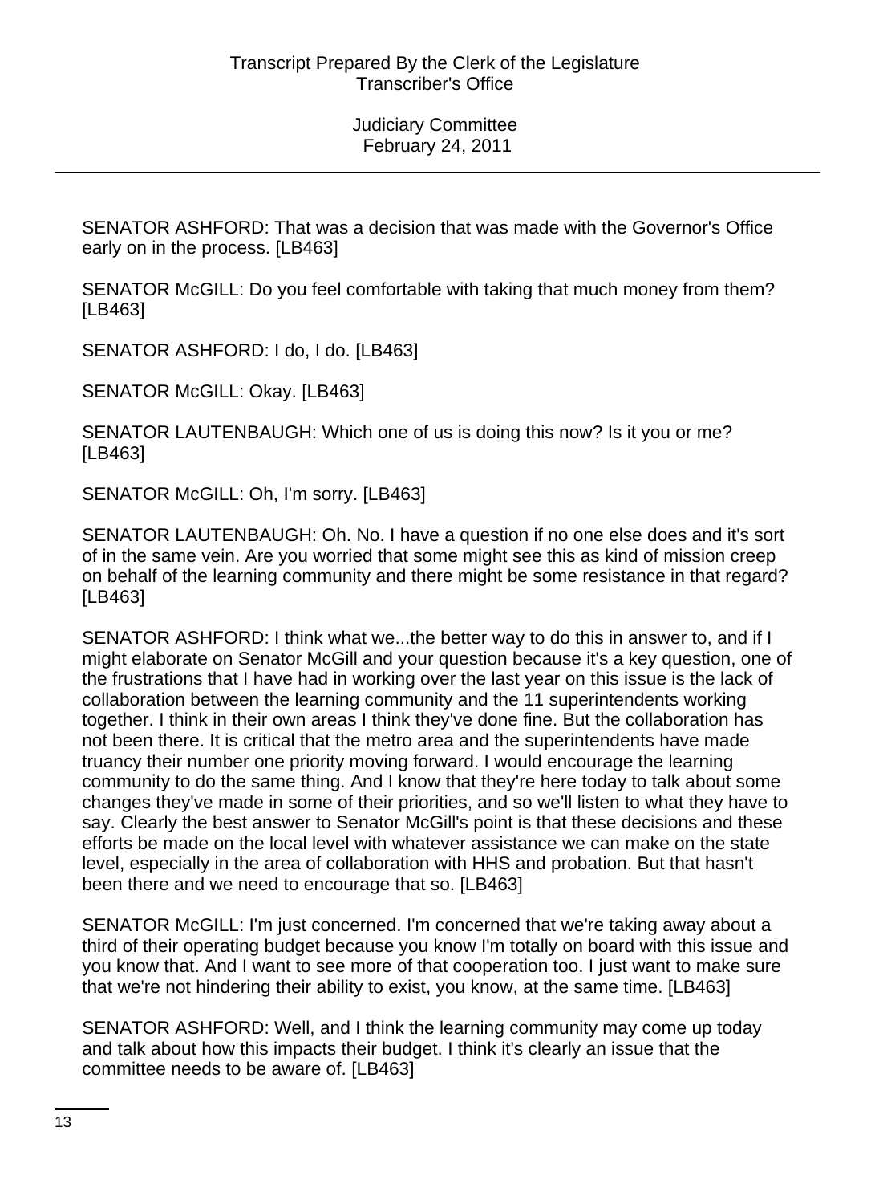SENATOR ASHFORD: That was a decision that was made with the Governor's Office early on in the process. [LB463]

SENATOR McGILL: Do you feel comfortable with taking that much money from them? [LB463]

SENATOR ASHFORD: I do, I do. [LB463]

SENATOR McGILL: Okay. [LB463]

SENATOR LAUTENBAUGH: Which one of us is doing this now? Is it you or me? [LB463]

SENATOR McGILL: Oh, I'm sorry. [LB463]

SENATOR LAUTENBAUGH: Oh. No. I have a question if no one else does and it's sort of in the same vein. Are you worried that some might see this as kind of mission creep on behalf of the learning community and there might be some resistance in that regard? [LB463]

SENATOR ASHFORD: I think what we...the better way to do this in answer to, and if I might elaborate on Senator McGill and your question because it's a key question, one of the frustrations that I have had in working over the last year on this issue is the lack of collaboration between the learning community and the 11 superintendents working together. I think in their own areas I think they've done fine. But the collaboration has not been there. It is critical that the metro area and the superintendents have made truancy their number one priority moving forward. I would encourage the learning community to do the same thing. And I know that they're here today to talk about some changes they've made in some of their priorities, and so we'll listen to what they have to say. Clearly the best answer to Senator McGill's point is that these decisions and these efforts be made on the local level with whatever assistance we can make on the state level, especially in the area of collaboration with HHS and probation. But that hasn't been there and we need to encourage that so. [LB463]

SENATOR McGILL: I'm just concerned. I'm concerned that we're taking away about a third of their operating budget because you know I'm totally on board with this issue and you know that. And I want to see more of that cooperation too. I just want to make sure that we're not hindering their ability to exist, you know, at the same time. [LB463]

SENATOR ASHFORD: Well, and I think the learning community may come up today and talk about how this impacts their budget. I think it's clearly an issue that the committee needs to be aware of. [LB463]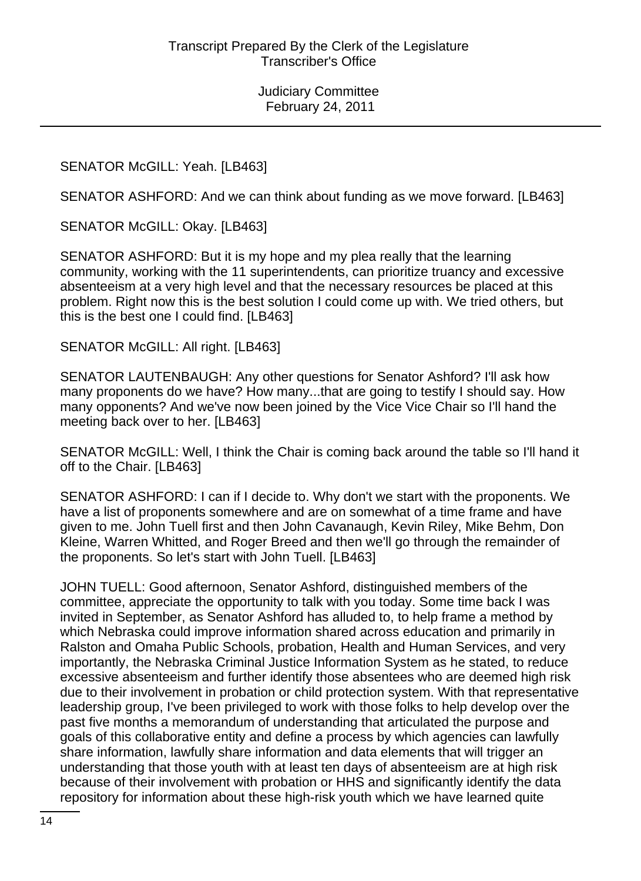SENATOR McGILL: Yeah. [LB463]

SENATOR ASHFORD: And we can think about funding as we move forward. [LB463]

SENATOR McGILL: Okay. [LB463]

SENATOR ASHFORD: But it is my hope and my plea really that the learning community, working with the 11 superintendents, can prioritize truancy and excessive absenteeism at a very high level and that the necessary resources be placed at this problem. Right now this is the best solution I could come up with. We tried others, but this is the best one I could find. [LB463]

SENATOR McGILL: All right. [LB463]

SENATOR LAUTENBAUGH: Any other questions for Senator Ashford? I'll ask how many proponents do we have? How many...that are going to testify I should say. How many opponents? And we've now been joined by the Vice Vice Chair so I'll hand the meeting back over to her. [LB463]

SENATOR McGILL: Well, I think the Chair is coming back around the table so I'll hand it off to the Chair. [LB463]

SENATOR ASHFORD: I can if I decide to. Why don't we start with the proponents. We have a list of proponents somewhere and are on somewhat of a time frame and have given to me. John Tuell first and then John Cavanaugh, Kevin Riley, Mike Behm, Don Kleine, Warren Whitted, and Roger Breed and then we'll go through the remainder of the proponents. So let's start with John Tuell. [LB463]

JOHN TUELL: Good afternoon, Senator Ashford, distinguished members of the committee, appreciate the opportunity to talk with you today. Some time back I was invited in September, as Senator Ashford has alluded to, to help frame a method by which Nebraska could improve information shared across education and primarily in Ralston and Omaha Public Schools, probation, Health and Human Services, and very importantly, the Nebraska Criminal Justice Information System as he stated, to reduce excessive absenteeism and further identify those absentees who are deemed high risk due to their involvement in probation or child protection system. With that representative leadership group, I've been privileged to work with those folks to help develop over the past five months a memorandum of understanding that articulated the purpose and goals of this collaborative entity and define a process by which agencies can lawfully share information, lawfully share information and data elements that will trigger an understanding that those youth with at least ten days of absenteeism are at high risk because of their involvement with probation or HHS and significantly identify the data repository for information about these high-risk youth which we have learned quite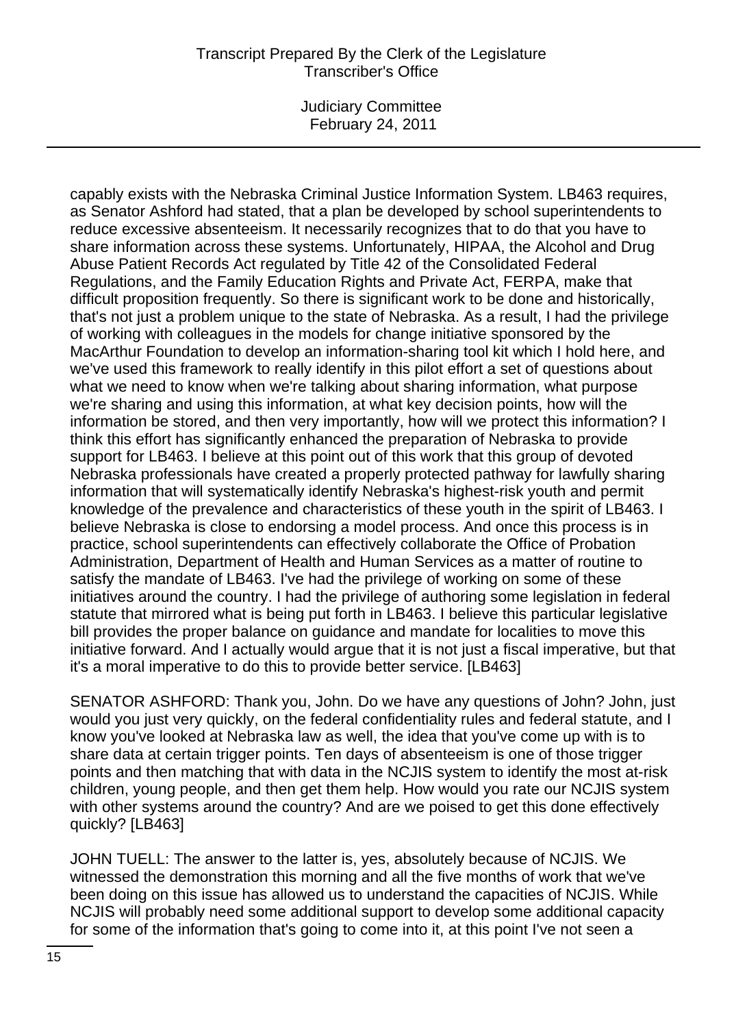capably exists with the Nebraska Criminal Justice Information System. LB463 requires, as Senator Ashford had stated, that a plan be developed by school superintendents to reduce excessive absenteeism. It necessarily recognizes that to do that you have to share information across these systems. Unfortunately, HIPAA, the Alcohol and Drug Abuse Patient Records Act regulated by Title 42 of the Consolidated Federal Regulations, and the Family Education Rights and Private Act, FERPA, make that difficult proposition frequently. So there is significant work to be done and historically, that's not just a problem unique to the state of Nebraska. As a result, I had the privilege of working with colleagues in the models for change initiative sponsored by the MacArthur Foundation to develop an information-sharing tool kit which I hold here, and we've used this framework to really identify in this pilot effort a set of questions about what we need to know when we're talking about sharing information, what purpose we're sharing and using this information, at what key decision points, how will the information be stored, and then very importantly, how will we protect this information? I think this effort has significantly enhanced the preparation of Nebraska to provide support for LB463. I believe at this point out of this work that this group of devoted Nebraska professionals have created a properly protected pathway for lawfully sharing information that will systematically identify Nebraska's highest-risk youth and permit knowledge of the prevalence and characteristics of these youth in the spirit of LB463. I believe Nebraska is close to endorsing a model process. And once this process is in practice, school superintendents can effectively collaborate the Office of Probation Administration, Department of Health and Human Services as a matter of routine to satisfy the mandate of LB463. I've had the privilege of working on some of these initiatives around the country. I had the privilege of authoring some legislation in federal statute that mirrored what is being put forth in LB463. I believe this particular legislative bill provides the proper balance on guidance and mandate for localities to move this initiative forward. And I actually would argue that it is not just a fiscal imperative, but that it's a moral imperative to do this to provide better service. [LB463]

SENATOR ASHFORD: Thank you, John. Do we have any questions of John? John, just would you just very quickly, on the federal confidentiality rules and federal statute, and I know you've looked at Nebraska law as well, the idea that you've come up with is to share data at certain trigger points. Ten days of absenteeism is one of those trigger points and then matching that with data in the NCJIS system to identify the most at-risk children, young people, and then get them help. How would you rate our NCJIS system with other systems around the country? And are we poised to get this done effectively quickly? [LB463]

JOHN TUELL: The answer to the latter is, yes, absolutely because of NCJIS. We witnessed the demonstration this morning and all the five months of work that we've been doing on this issue has allowed us to understand the capacities of NCJIS. While NCJIS will probably need some additional support to develop some additional capacity for some of the information that's going to come into it, at this point I've not seen a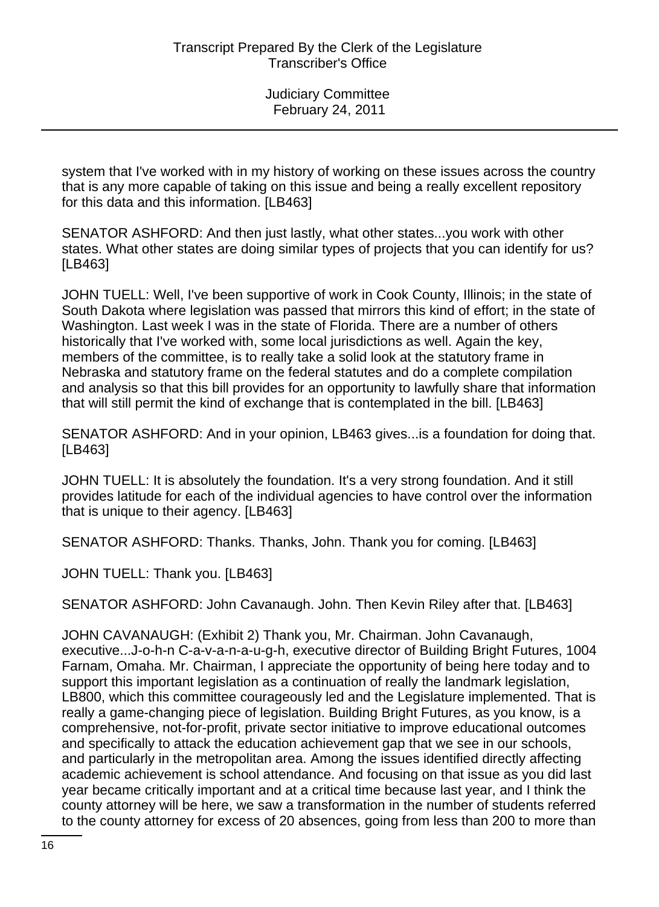system that I've worked with in my history of working on these issues across the country that is any more capable of taking on this issue and being a really excellent repository for this data and this information. [LB463]

SENATOR ASHFORD: And then just lastly, what other states...you work with other states. What other states are doing similar types of projects that you can identify for us? [LB463]

JOHN TUELL: Well, I've been supportive of work in Cook County, Illinois; in the state of South Dakota where legislation was passed that mirrors this kind of effort; in the state of Washington. Last week I was in the state of Florida. There are a number of others historically that I've worked with, some local jurisdictions as well. Again the key, members of the committee, is to really take a solid look at the statutory frame in Nebraska and statutory frame on the federal statutes and do a complete compilation and analysis so that this bill provides for an opportunity to lawfully share that information that will still permit the kind of exchange that is contemplated in the bill. [LB463]

SENATOR ASHFORD: And in your opinion, LB463 gives...is a foundation for doing that. [LB463]

JOHN TUELL: It is absolutely the foundation. It's a very strong foundation. And it still provides latitude for each of the individual agencies to have control over the information that is unique to their agency. [LB463]

SENATOR ASHFORD: Thanks. Thanks, John. Thank you for coming. [LB463]

JOHN TUELL: Thank you. [LB463]

SENATOR ASHFORD: John Cavanaugh. John. Then Kevin Riley after that. [LB463]

JOHN CAVANAUGH: (Exhibit 2) Thank you, Mr. Chairman. John Cavanaugh, executive...J-o-h-n C-a-v-a-n-a-u-g-h, executive director of Building Bright Futures, 1004 Farnam, Omaha. Mr. Chairman, I appreciate the opportunity of being here today and to support this important legislation as a continuation of really the landmark legislation, LB800, which this committee courageously led and the Legislature implemented. That is really a game-changing piece of legislation. Building Bright Futures, as you know, is a comprehensive, not-for-profit, private sector initiative to improve educational outcomes and specifically to attack the education achievement gap that we see in our schools, and particularly in the metropolitan area. Among the issues identified directly affecting academic achievement is school attendance. And focusing on that issue as you did last year became critically important and at a critical time because last year, and I think the county attorney will be here, we saw a transformation in the number of students referred to the county attorney for excess of 20 absences, going from less than 200 to more than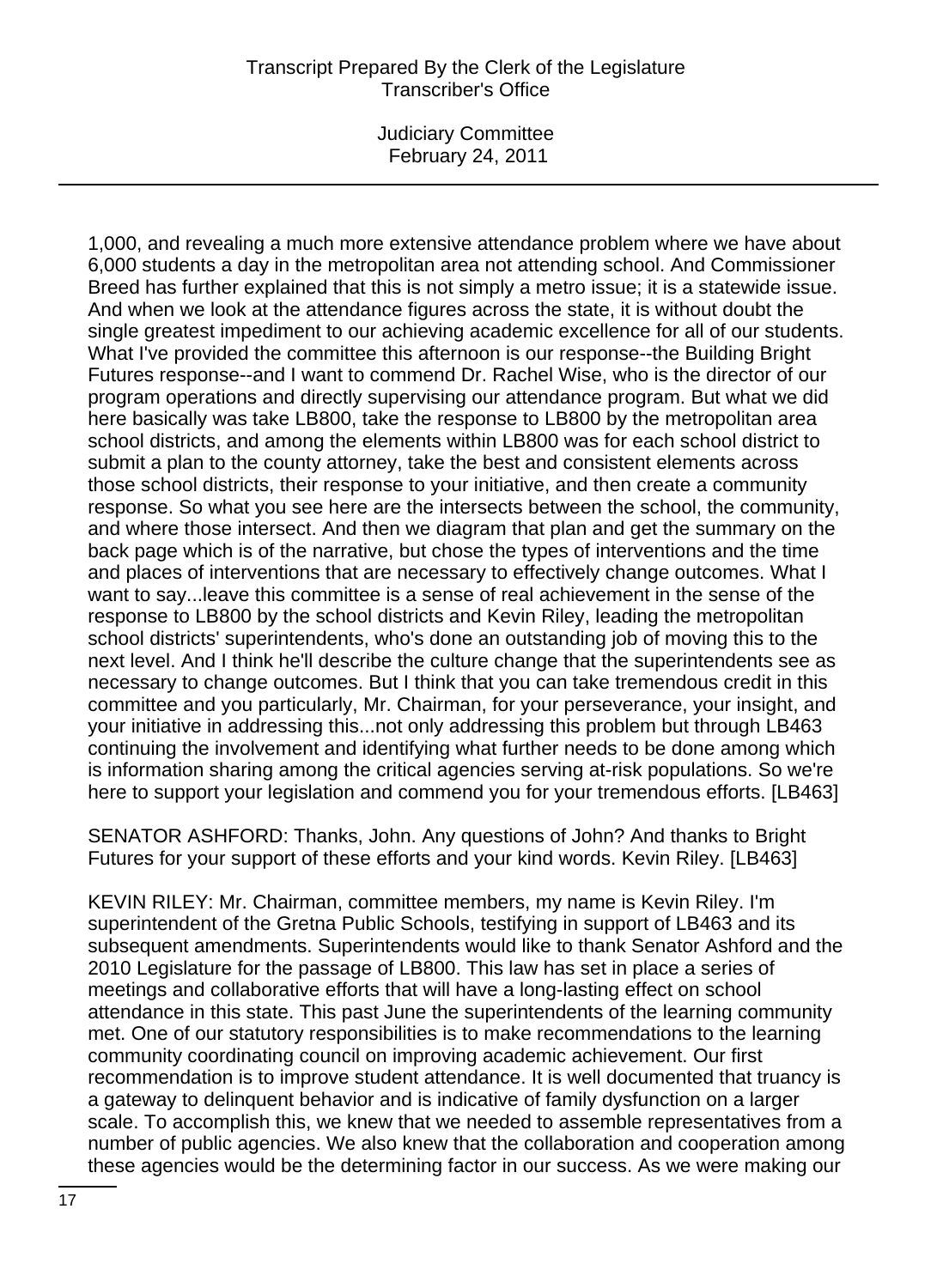1,000, and revealing a much more extensive attendance problem where we have about 6,000 students a day in the metropolitan area not attending school. And Commissioner Breed has further explained that this is not simply a metro issue; it is a statewide issue. And when we look at the attendance figures across the state, it is without doubt the single greatest impediment to our achieving academic excellence for all of our students. What I've provided the committee this afternoon is our response--the Building Bright Futures response--and I want to commend Dr. Rachel Wise, who is the director of our program operations and directly supervising our attendance program. But what we did here basically was take LB800, take the response to LB800 by the metropolitan area school districts, and among the elements within LB800 was for each school district to submit a plan to the county attorney, take the best and consistent elements across those school districts, their response to your initiative, and then create a community response. So what you see here are the intersects between the school, the community, and where those intersect. And then we diagram that plan and get the summary on the back page which is of the narrative, but chose the types of interventions and the time and places of interventions that are necessary to effectively change outcomes. What I want to say...leave this committee is a sense of real achievement in the sense of the response to LB800 by the school districts and Kevin Riley, leading the metropolitan school districts' superintendents, who's done an outstanding job of moving this to the next level. And I think he'll describe the culture change that the superintendents see as necessary to change outcomes. But I think that you can take tremendous credit in this committee and you particularly, Mr. Chairman, for your perseverance, your insight, and your initiative in addressing this...not only addressing this problem but through LB463 continuing the involvement and identifying what further needs to be done among which is information sharing among the critical agencies serving at-risk populations. So we're here to support your legislation and commend you for your tremendous efforts. [LB463]

SENATOR ASHFORD: Thanks, John. Any questions of John? And thanks to Bright Futures for your support of these efforts and your kind words. Kevin Riley. [LB463]

KEVIN RILEY: Mr. Chairman, committee members, my name is Kevin Riley. I'm superintendent of the Gretna Public Schools, testifying in support of LB463 and its subsequent amendments. Superintendents would like to thank Senator Ashford and the 2010 Legislature for the passage of LB800. This law has set in place a series of meetings and collaborative efforts that will have a long-lasting effect on school attendance in this state. This past June the superintendents of the learning community met. One of our statutory responsibilities is to make recommendations to the learning community coordinating council on improving academic achievement. Our first recommendation is to improve student attendance. It is well documented that truancy is a gateway to delinquent behavior and is indicative of family dysfunction on a larger scale. To accomplish this, we knew that we needed to assemble representatives from a number of public agencies. We also knew that the collaboration and cooperation among these agencies would be the determining factor in our success. As we were making our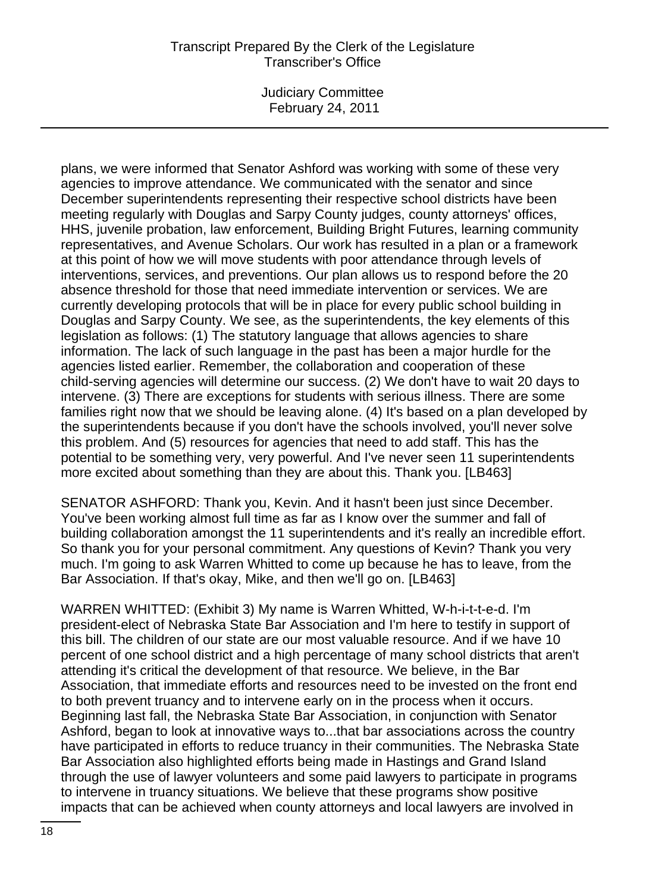plans, we were informed that Senator Ashford was working with some of these very agencies to improve attendance. We communicated with the senator and since December superintendents representing their respective school districts have been meeting regularly with Douglas and Sarpy County judges, county attorneys' offices, HHS, juvenile probation, law enforcement, Building Bright Futures, learning community representatives, and Avenue Scholars. Our work has resulted in a plan or a framework at this point of how we will move students with poor attendance through levels of interventions, services, and preventions. Our plan allows us to respond before the 20 absence threshold for those that need immediate intervention or services. We are currently developing protocols that will be in place for every public school building in Douglas and Sarpy County. We see, as the superintendents, the key elements of this legislation as follows: (1) The statutory language that allows agencies to share information. The lack of such language in the past has been a major hurdle for the agencies listed earlier. Remember, the collaboration and cooperation of these child-serving agencies will determine our success. (2) We don't have to wait 20 days to intervene. (3) There are exceptions for students with serious illness. There are some families right now that we should be leaving alone. (4) It's based on a plan developed by the superintendents because if you don't have the schools involved, you'll never solve this problem. And (5) resources for agencies that need to add staff. This has the potential to be something very, very powerful. And I've never seen 11 superintendents more excited about something than they are about this. Thank you. [LB463]

SENATOR ASHFORD: Thank you, Kevin. And it hasn't been just since December. You've been working almost full time as far as I know over the summer and fall of building collaboration amongst the 11 superintendents and it's really an incredible effort. So thank you for your personal commitment. Any questions of Kevin? Thank you very much. I'm going to ask Warren Whitted to come up because he has to leave, from the Bar Association. If that's okay, Mike, and then we'll go on. [LB463]

WARREN WHITTED: (Exhibit 3) My name is Warren Whitted, W-h-i-t-t-e-d. I'm president-elect of Nebraska State Bar Association and I'm here to testify in support of this bill. The children of our state are our most valuable resource. And if we have 10 percent of one school district and a high percentage of many school districts that aren't attending it's critical the development of that resource. We believe, in the Bar Association, that immediate efforts and resources need to be invested on the front end to both prevent truancy and to intervene early on in the process when it occurs. Beginning last fall, the Nebraska State Bar Association, in conjunction with Senator Ashford, began to look at innovative ways to...that bar associations across the country have participated in efforts to reduce truancy in their communities. The Nebraska State Bar Association also highlighted efforts being made in Hastings and Grand Island through the use of lawyer volunteers and some paid lawyers to participate in programs to intervene in truancy situations. We believe that these programs show positive impacts that can be achieved when county attorneys and local lawyers are involved in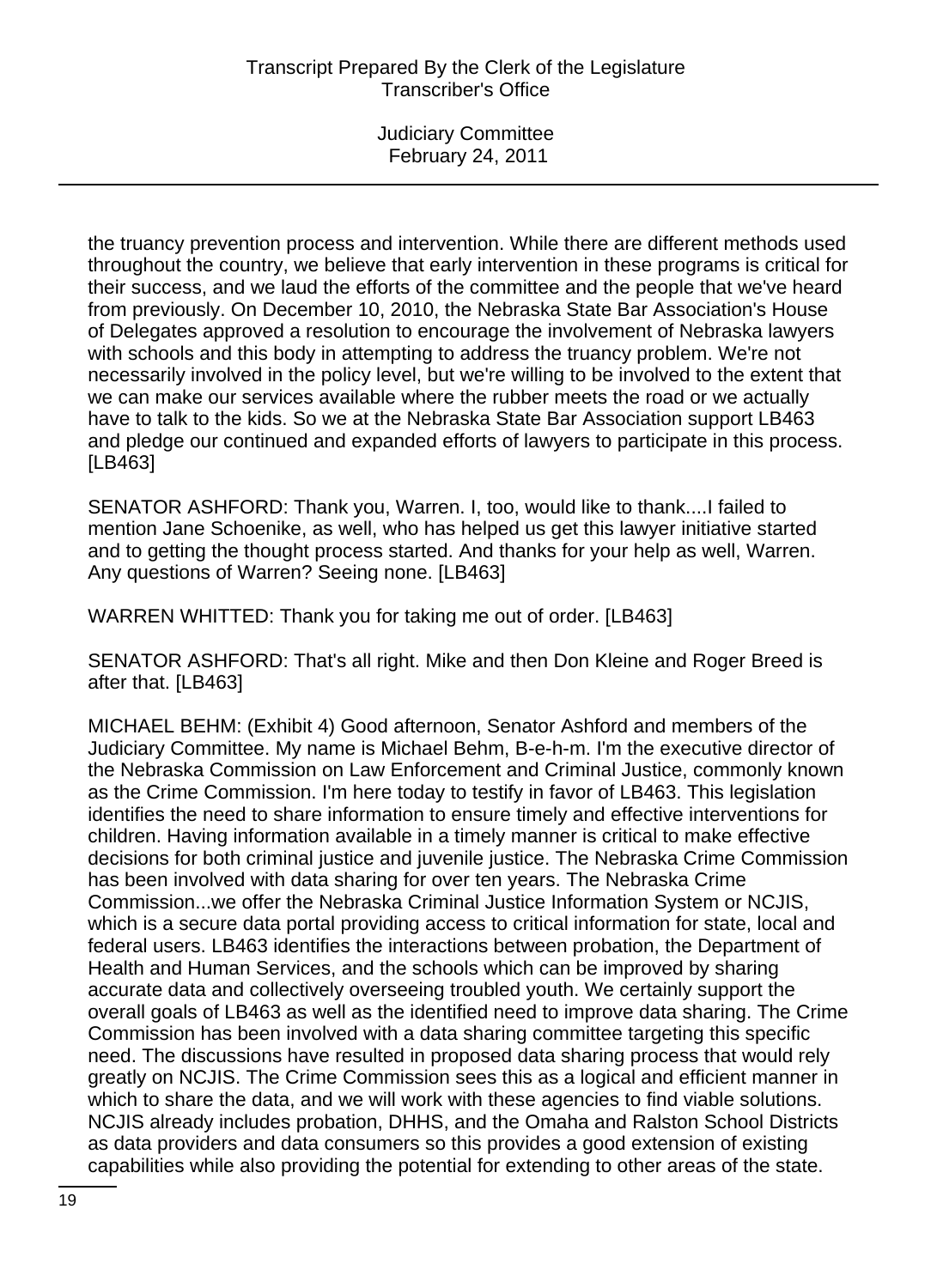the truancy prevention process and intervention. While there are different methods used throughout the country, we believe that early intervention in these programs is critical for their success, and we laud the efforts of the committee and the people that we've heard from previously. On December 10, 2010, the Nebraska State Bar Association's House of Delegates approved a resolution to encourage the involvement of Nebraska lawyers with schools and this body in attempting to address the truancy problem. We're not necessarily involved in the policy level, but we're willing to be involved to the extent that we can make our services available where the rubber meets the road or we actually have to talk to the kids. So we at the Nebraska State Bar Association support LB463 and pledge our continued and expanded efforts of lawyers to participate in this process. [LB463]

SENATOR ASHFORD: Thank you, Warren. I, too, would like to thank....I failed to mention Jane Schoenike, as well, who has helped us get this lawyer initiative started and to getting the thought process started. And thanks for your help as well, Warren. Any questions of Warren? Seeing none. [LB463]

WARREN WHITTED: Thank you for taking me out of order. [LB463]

SENATOR ASHFORD: That's all right. Mike and then Don Kleine and Roger Breed is after that. [LB463]

MICHAEL BEHM: (Exhibit 4) Good afternoon, Senator Ashford and members of the Judiciary Committee. My name is Michael Behm, B-e-h-m. I'm the executive director of the Nebraska Commission on Law Enforcement and Criminal Justice, commonly known as the Crime Commission. I'm here today to testify in favor of LB463. This legislation identifies the need to share information to ensure timely and effective interventions for children. Having information available in a timely manner is critical to make effective decisions for both criminal justice and juvenile justice. The Nebraska Crime Commission has been involved with data sharing for over ten years. The Nebraska Crime Commission...we offer the Nebraska Criminal Justice Information System or NCJIS, which is a secure data portal providing access to critical information for state, local and federal users. LB463 identifies the interactions between probation, the Department of Health and Human Services, and the schools which can be improved by sharing accurate data and collectively overseeing troubled youth. We certainly support the overall goals of LB463 as well as the identified need to improve data sharing. The Crime Commission has been involved with a data sharing committee targeting this specific need. The discussions have resulted in proposed data sharing process that would rely greatly on NCJIS. The Crime Commission sees this as a logical and efficient manner in which to share the data, and we will work with these agencies to find viable solutions. NCJIS already includes probation, DHHS, and the Omaha and Ralston School Districts as data providers and data consumers so this provides a good extension of existing capabilities while also providing the potential for extending to other areas of the state.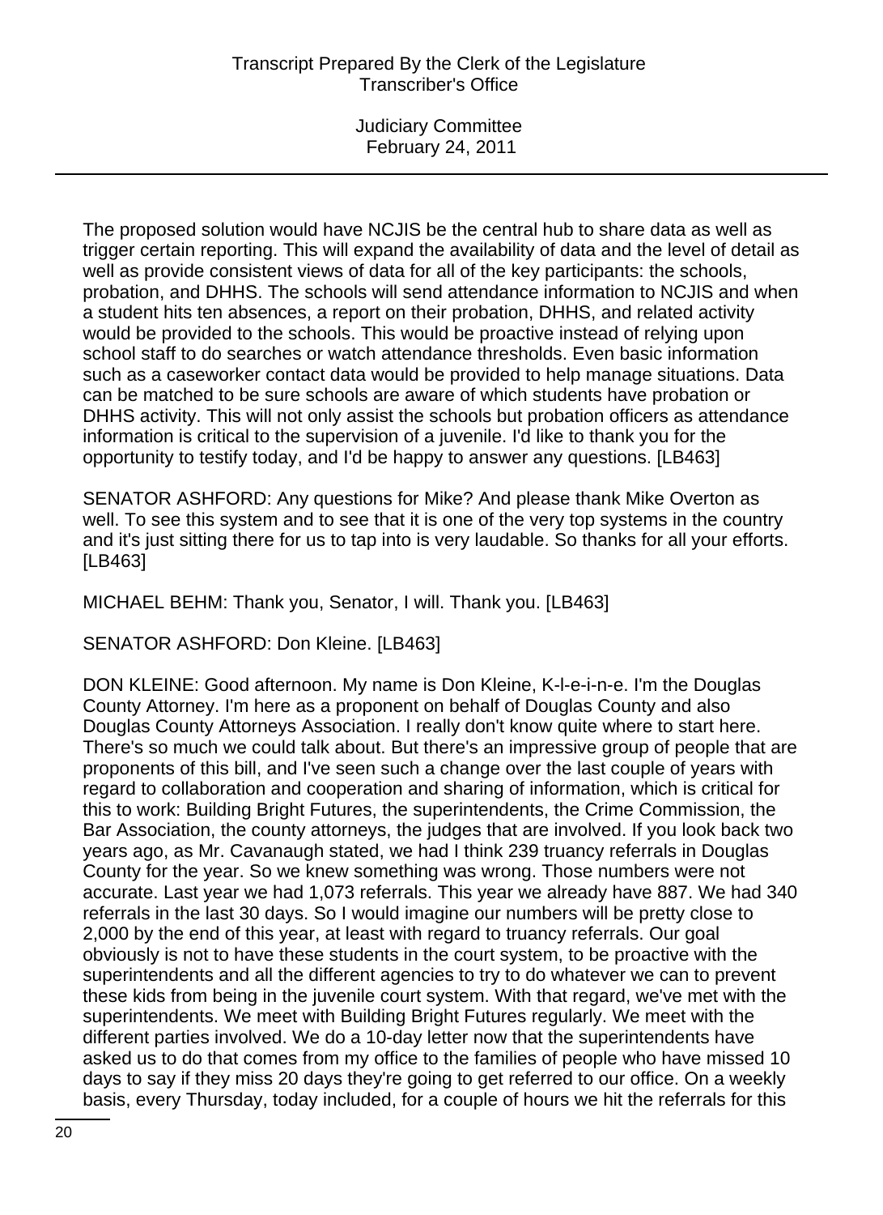The proposed solution would have NCJIS be the central hub to share data as well as trigger certain reporting. This will expand the availability of data and the level of detail as well as provide consistent views of data for all of the key participants: the schools, probation, and DHHS. The schools will send attendance information to NCJIS and when a student hits ten absences, a report on their probation, DHHS, and related activity would be provided to the schools. This would be proactive instead of relying upon school staff to do searches or watch attendance thresholds. Even basic information such as a caseworker contact data would be provided to help manage situations. Data can be matched to be sure schools are aware of which students have probation or DHHS activity. This will not only assist the schools but probation officers as attendance information is critical to the supervision of a juvenile. I'd like to thank you for the opportunity to testify today, and I'd be happy to answer any questions. [LB463]

SENATOR ASHFORD: Any questions for Mike? And please thank Mike Overton as well. To see this system and to see that it is one of the very top systems in the country and it's just sitting there for us to tap into is very laudable. So thanks for all your efforts. [LB463]

MICHAEL BEHM: Thank you, Senator, I will. Thank you. [LB463]

SENATOR ASHFORD: Don Kleine. [LB463]

DON KLEINE: Good afternoon. My name is Don Kleine, K-l-e-i-n-e. I'm the Douglas County Attorney. I'm here as a proponent on behalf of Douglas County and also Douglas County Attorneys Association. I really don't know quite where to start here. There's so much we could talk about. But there's an impressive group of people that are proponents of this bill, and I've seen such a change over the last couple of years with regard to collaboration and cooperation and sharing of information, which is critical for this to work: Building Bright Futures, the superintendents, the Crime Commission, the Bar Association, the county attorneys, the judges that are involved. If you look back two years ago, as Mr. Cavanaugh stated, we had I think 239 truancy referrals in Douglas County for the year. So we knew something was wrong. Those numbers were not accurate. Last year we had 1,073 referrals. This year we already have 887. We had 340 referrals in the last 30 days. So I would imagine our numbers will be pretty close to 2,000 by the end of this year, at least with regard to truancy referrals. Our goal obviously is not to have these students in the court system, to be proactive with the superintendents and all the different agencies to try to do whatever we can to prevent these kids from being in the juvenile court system. With that regard, we've met with the superintendents. We meet with Building Bright Futures regularly. We meet with the different parties involved. We do a 10-day letter now that the superintendents have asked us to do that comes from my office to the families of people who have missed 10 days to say if they miss 20 days they're going to get referred to our office. On a weekly basis, every Thursday, today included, for a couple of hours we hit the referrals for this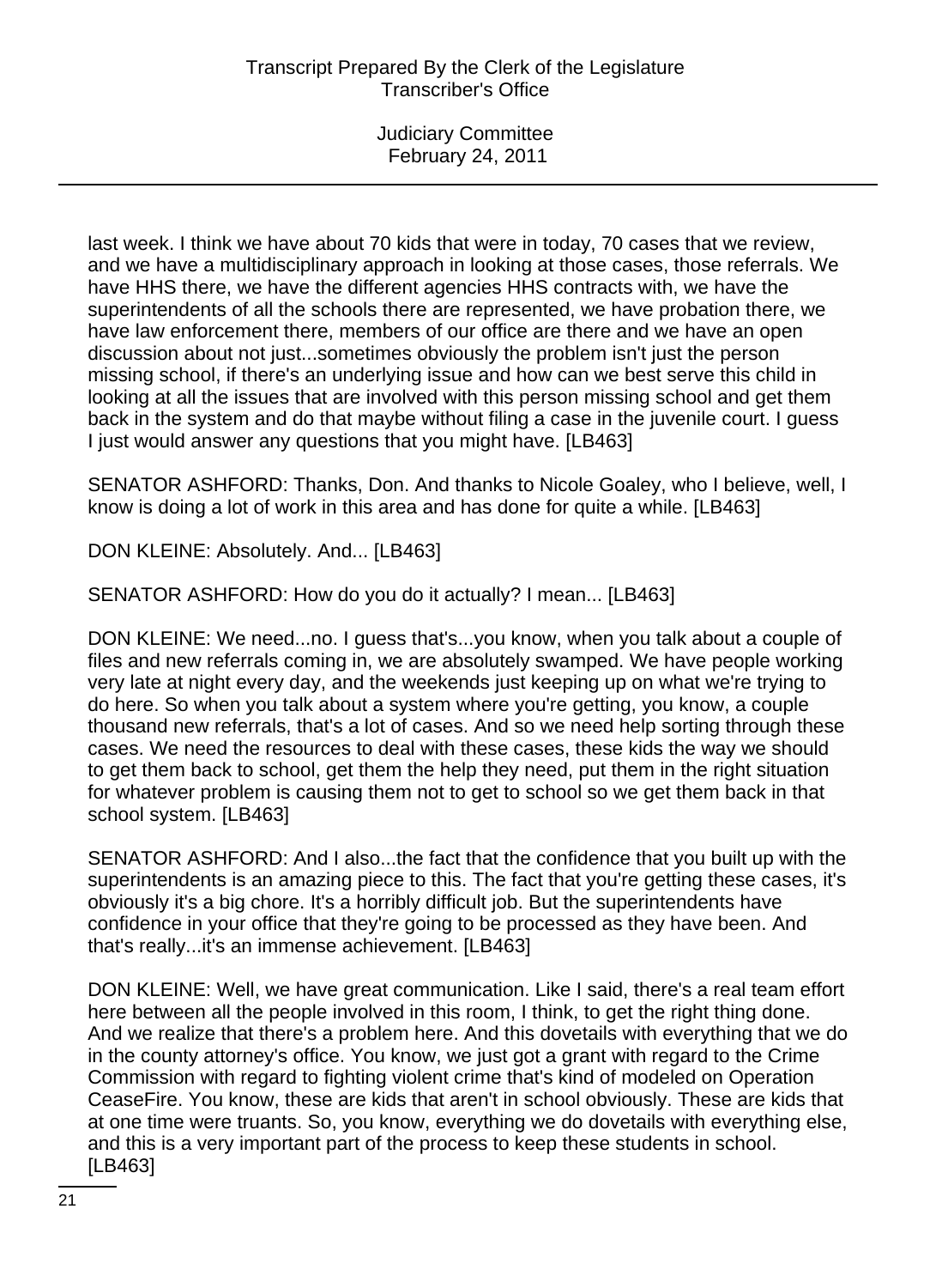last week. I think we have about 70 kids that were in today, 70 cases that we review, and we have a multidisciplinary approach in looking at those cases, those referrals. We have HHS there, we have the different agencies HHS contracts with, we have the superintendents of all the schools there are represented, we have probation there, we have law enforcement there, members of our office are there and we have an open discussion about not just...sometimes obviously the problem isn't just the person missing school, if there's an underlying issue and how can we best serve this child in looking at all the issues that are involved with this person missing school and get them back in the system and do that maybe without filing a case in the juvenile court. I guess I just would answer any questions that you might have. [LB463]

SENATOR ASHFORD: Thanks, Don. And thanks to Nicole Goaley, who I believe, well, I know is doing a lot of work in this area and has done for quite a while. [LB463]

DON KLEINE: Absolutely. And... [LB463]

SENATOR ASHFORD: How do you do it actually? I mean... [LB463]

DON KLEINE: We need...no. I guess that's...you know, when you talk about a couple of files and new referrals coming in, we are absolutely swamped. We have people working very late at night every day, and the weekends just keeping up on what we're trying to do here. So when you talk about a system where you're getting, you know, a couple thousand new referrals, that's a lot of cases. And so we need help sorting through these cases. We need the resources to deal with these cases, these kids the way we should to get them back to school, get them the help they need, put them in the right situation for whatever problem is causing them not to get to school so we get them back in that school system. [LB463]

SENATOR ASHFORD: And I also...the fact that the confidence that you built up with the superintendents is an amazing piece to this. The fact that you're getting these cases, it's obviously it's a big chore. It's a horribly difficult job. But the superintendents have confidence in your office that they're going to be processed as they have been. And that's really...it's an immense achievement. [LB463]

DON KLEINE: Well, we have great communication. Like I said, there's a real team effort here between all the people involved in this room, I think, to get the right thing done. And we realize that there's a problem here. And this dovetails with everything that we do in the county attorney's office. You know, we just got a grant with regard to the Crime Commission with regard to fighting violent crime that's kind of modeled on Operation CeaseFire. You know, these are kids that aren't in school obviously. These are kids that at one time were truants. So, you know, everything we do dovetails with everything else, and this is a very important part of the process to keep these students in school. [LB463]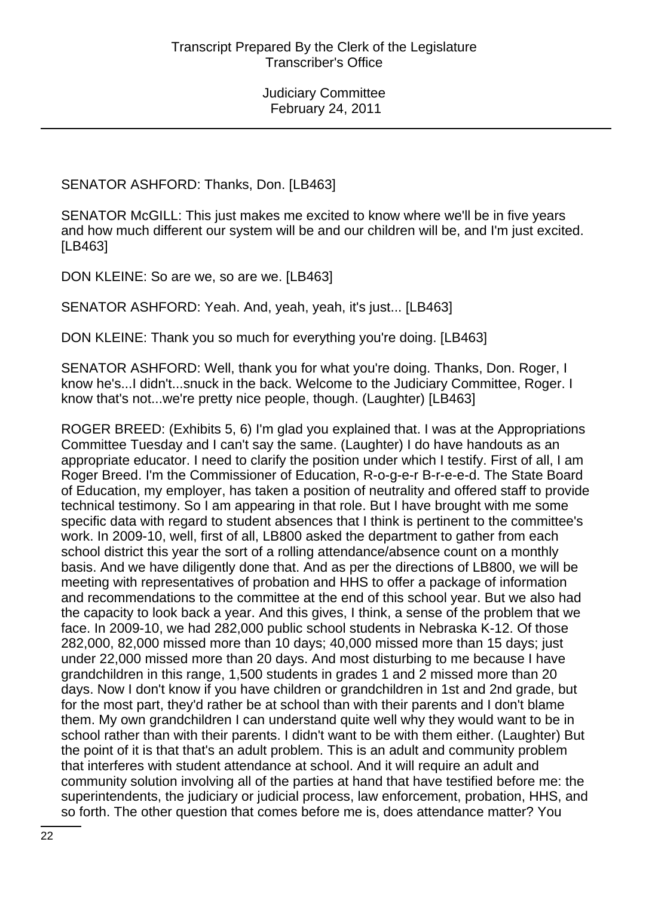SENATOR ASHFORD: Thanks, Don. [LB463]

SENATOR McGILL: This just makes me excited to know where we'll be in five years and how much different our system will be and our children will be, and I'm just excited. [LB463]

DON KLEINE: So are we, so are we. [LB463]

SENATOR ASHFORD: Yeah. And, yeah, yeah, it's just... [LB463]

DON KLEINE: Thank you so much for everything you're doing. [LB463]

SENATOR ASHFORD: Well, thank you for what you're doing. Thanks, Don. Roger, I know he's...I didn't...snuck in the back. Welcome to the Judiciary Committee, Roger. I know that's not...we're pretty nice people, though. (Laughter) [LB463]

ROGER BREED: (Exhibits 5, 6) I'm glad you explained that. I was at the Appropriations Committee Tuesday and I can't say the same. (Laughter) I do have handouts as an appropriate educator. I need to clarify the position under which I testify. First of all, I am Roger Breed. I'm the Commissioner of Education, R-o-g-e-r B-r-e-e-d. The State Board of Education, my employer, has taken a position of neutrality and offered staff to provide technical testimony. So I am appearing in that role. But I have brought with me some specific data with regard to student absences that I think is pertinent to the committee's work. In 2009-10, well, first of all, LB800 asked the department to gather from each school district this year the sort of a rolling attendance/absence count on a monthly basis. And we have diligently done that. And as per the directions of LB800, we will be meeting with representatives of probation and HHS to offer a package of information and recommendations to the committee at the end of this school year. But we also had the capacity to look back a year. And this gives, I think, a sense of the problem that we face. In 2009-10, we had 282,000 public school students in Nebraska K-12. Of those 282,000, 82,000 missed more than 10 days; 40,000 missed more than 15 days; just under 22,000 missed more than 20 days. And most disturbing to me because I have grandchildren in this range, 1,500 students in grades 1 and 2 missed more than 20 days. Now I don't know if you have children or grandchildren in 1st and 2nd grade, but for the most part, they'd rather be at school than with their parents and I don't blame them. My own grandchildren I can understand quite well why they would want to be in school rather than with their parents. I didn't want to be with them either. (Laughter) But the point of it is that that's an adult problem. This is an adult and community problem that interferes with student attendance at school. And it will require an adult and community solution involving all of the parties at hand that have testified before me: the superintendents, the judiciary or judicial process, law enforcement, probation, HHS, and so forth. The other question that comes before me is, does attendance matter? You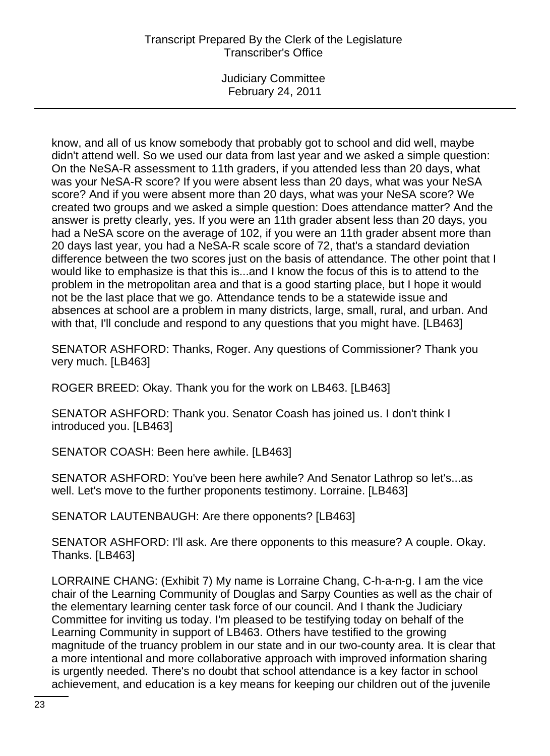know, and all of us know somebody that probably got to school and did well, maybe didn't attend well. So we used our data from last year and we asked a simple question: On the NeSA-R assessment to 11th graders, if you attended less than 20 days, what was your NeSA-R score? If you were absent less than 20 days, what was your NeSA score? And if you were absent more than 20 days, what was your NeSA score? We created two groups and we asked a simple question: Does attendance matter? And the answer is pretty clearly, yes. If you were an 11th grader absent less than 20 days, you had a NeSA score on the average of 102, if you were an 11th grader absent more than 20 days last year, you had a NeSA-R scale score of 72, that's a standard deviation difference between the two scores just on the basis of attendance. The other point that I would like to emphasize is that this is...and I know the focus of this is to attend to the problem in the metropolitan area and that is a good starting place, but I hope it would not be the last place that we go. Attendance tends to be a statewide issue and absences at school are a problem in many districts, large, small, rural, and urban. And with that, I'll conclude and respond to any questions that you might have. [LB463]

SENATOR ASHFORD: Thanks, Roger. Any questions of Commissioner? Thank you very much. [LB463]

ROGER BREED: Okay. Thank you for the work on LB463. [LB463]

SENATOR ASHFORD: Thank you. Senator Coash has joined us. I don't think I introduced you. [LB463]

SENATOR COASH: Been here awhile. [LB463]

SENATOR ASHFORD: You've been here awhile? And Senator Lathrop so let's...as well. Let's move to the further proponents testimony. Lorraine. [LB463]

SENATOR LAUTENBAUGH: Are there opponents? [LB463]

SENATOR ASHFORD: I'll ask. Are there opponents to this measure? A couple. Okay. Thanks. [LB463]

LORRAINE CHANG: (Exhibit 7) My name is Lorraine Chang, C-h-a-n-g. I am the vice chair of the Learning Community of Douglas and Sarpy Counties as well as the chair of the elementary learning center task force of our council. And I thank the Judiciary Committee for inviting us today. I'm pleased to be testifying today on behalf of the Learning Community in support of LB463. Others have testified to the growing magnitude of the truancy problem in our state and in our two-county area. It is clear that a more intentional and more collaborative approach with improved information sharing is urgently needed. There's no doubt that school attendance is a key factor in school achievement, and education is a key means for keeping our children out of the juvenile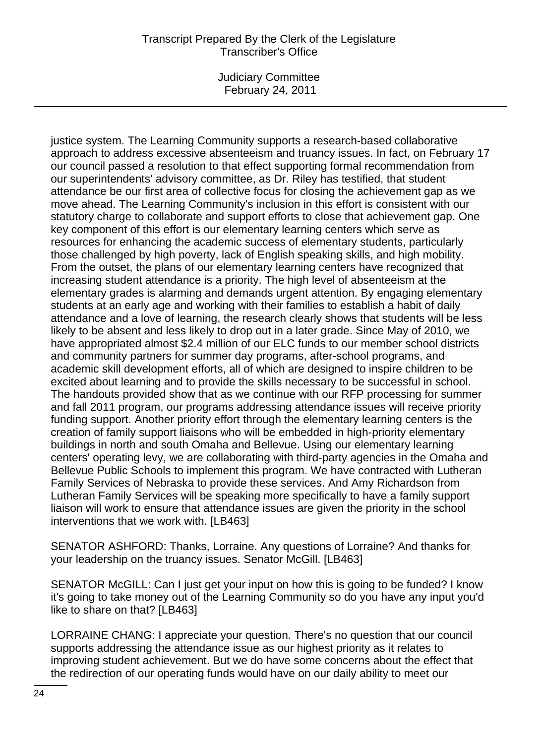justice system. The Learning Community supports a research-based collaborative approach to address excessive absenteeism and truancy issues. In fact, on February 17 our council passed a resolution to that effect supporting formal recommendation from our superintendents' advisory committee, as Dr. Riley has testified, that student attendance be our first area of collective focus for closing the achievement gap as we move ahead. The Learning Community's inclusion in this effort is consistent with our statutory charge to collaborate and support efforts to close that achievement gap. One key component of this effort is our elementary learning centers which serve as resources for enhancing the academic success of elementary students, particularly those challenged by high poverty, lack of English speaking skills, and high mobility. From the outset, the plans of our elementary learning centers have recognized that increasing student attendance is a priority. The high level of absenteeism at the elementary grades is alarming and demands urgent attention. By engaging elementary students at an early age and working with their families to establish a habit of daily attendance and a love of learning, the research clearly shows that students will be less likely to be absent and less likely to drop out in a later grade. Since May of 2010, we have appropriated almost $2.4 million of our ELC funds to our member school districts and community partners for summer day programs, after-school programs, and academic skill development efforts, all of which are designed to inspire children to be excited about learning and to provide the skills necessary to be successful in school. The handouts provided show that as we continue with our RFP processing for summer and fall 2011 program, our programs addressing attendance issues will receive priority funding support. Another priority effort through the elementary learning centers is the creation of family support liaisons who will be embedded in high-priority elementary buildings in north and south Omaha and Bellevue. Using our elementary learning centers' operating levy, we are collaborating with third-party agencies in the Omaha and Bellevue Public Schools to implement this program. We have contracted with Lutheran Family Services of Nebraska to provide these services. And Amy Richardson from Lutheran Family Services will be speaking more specifically to have a family support liaison will work to ensure that attendance issues are given the priority in the school interventions that we work with. [LB463]

SENATOR ASHFORD: Thanks, Lorraine. Any questions of Lorraine? And thanks for your leadership on the truancy issues. Senator McGill. [LB463]

SENATOR McGILL: Can I just get your input on how this is going to be funded? I know it's going to take money out of the Learning Community so do you have any input you'd like to share on that? [LB463]

LORRAINE CHANG: I appreciate your question. There's no question that our council supports addressing the attendance issue as our highest priority as it relates to improving student achievement. But we do have some concerns about the effect that the redirection of our operating funds would have on our daily ability to meet our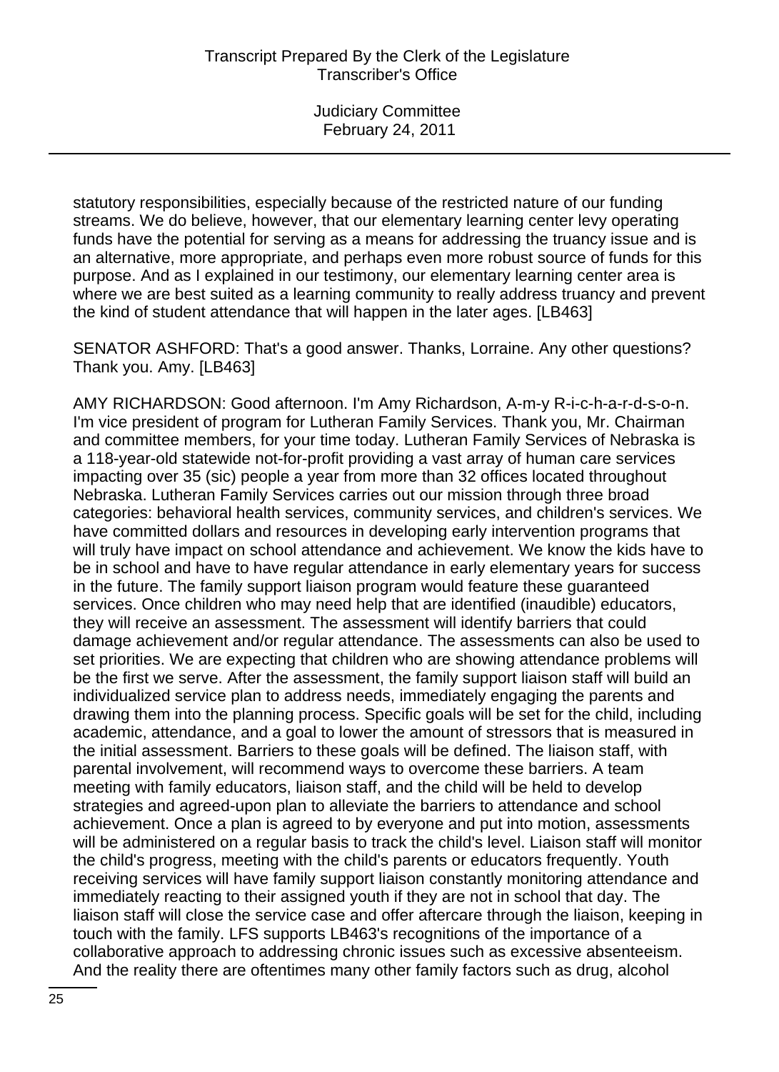statutory responsibilities, especially because of the restricted nature of our funding streams. We do believe, however, that our elementary learning center levy operating funds have the potential for serving as a means for addressing the truancy issue and is an alternative, more appropriate, and perhaps even more robust source of funds for this purpose. And as I explained in our testimony, our elementary learning center area is where we are best suited as a learning community to really address truancy and prevent the kind of student attendance that will happen in the later ages. [LB463]

SENATOR ASHFORD: That's a good answer. Thanks, Lorraine. Any other questions? Thank you. Amy. [LB463]

AMY RICHARDSON: Good afternoon. I'm Amy Richardson, A-m-y R-i-c-h-a-r-d-s-o-n. I'm vice president of program for Lutheran Family Services. Thank you, Mr. Chairman and committee members, for your time today. Lutheran Family Services of Nebraska is a 118-year-old statewide not-for-profit providing a vast array of human care services impacting over 35 (sic) people a year from more than 32 offices located throughout Nebraska. Lutheran Family Services carries out our mission through three broad categories: behavioral health services, community services, and children's services. We have committed dollars and resources in developing early intervention programs that will truly have impact on school attendance and achievement. We know the kids have to be in school and have to have regular attendance in early elementary years for success in the future. The family support liaison program would feature these guaranteed services. Once children who may need help that are identified (inaudible) educators, they will receive an assessment. The assessment will identify barriers that could damage achievement and/or regular attendance. The assessments can also be used to set priorities. We are expecting that children who are showing attendance problems will be the first we serve. After the assessment, the family support liaison staff will build an individualized service plan to address needs, immediately engaging the parents and drawing them into the planning process. Specific goals will be set for the child, including academic, attendance, and a goal to lower the amount of stressors that is measured in the initial assessment. Barriers to these goals will be defined. The liaison staff, with parental involvement, will recommend ways to overcome these barriers. A team meeting with family educators, liaison staff, and the child will be held to develop strategies and agreed-upon plan to alleviate the barriers to attendance and school achievement. Once a plan is agreed to by everyone and put into motion, assessments will be administered on a regular basis to track the child's level. Liaison staff will monitor the child's progress, meeting with the child's parents or educators frequently. Youth receiving services will have family support liaison constantly monitoring attendance and immediately reacting to their assigned youth if they are not in school that day. The liaison staff will close the service case and offer aftercare through the liaison, keeping in touch with the family. LFS supports LB463's recognitions of the importance of a collaborative approach to addressing chronic issues such as excessive absenteeism. And the reality there are oftentimes many other family factors such as drug, alcohol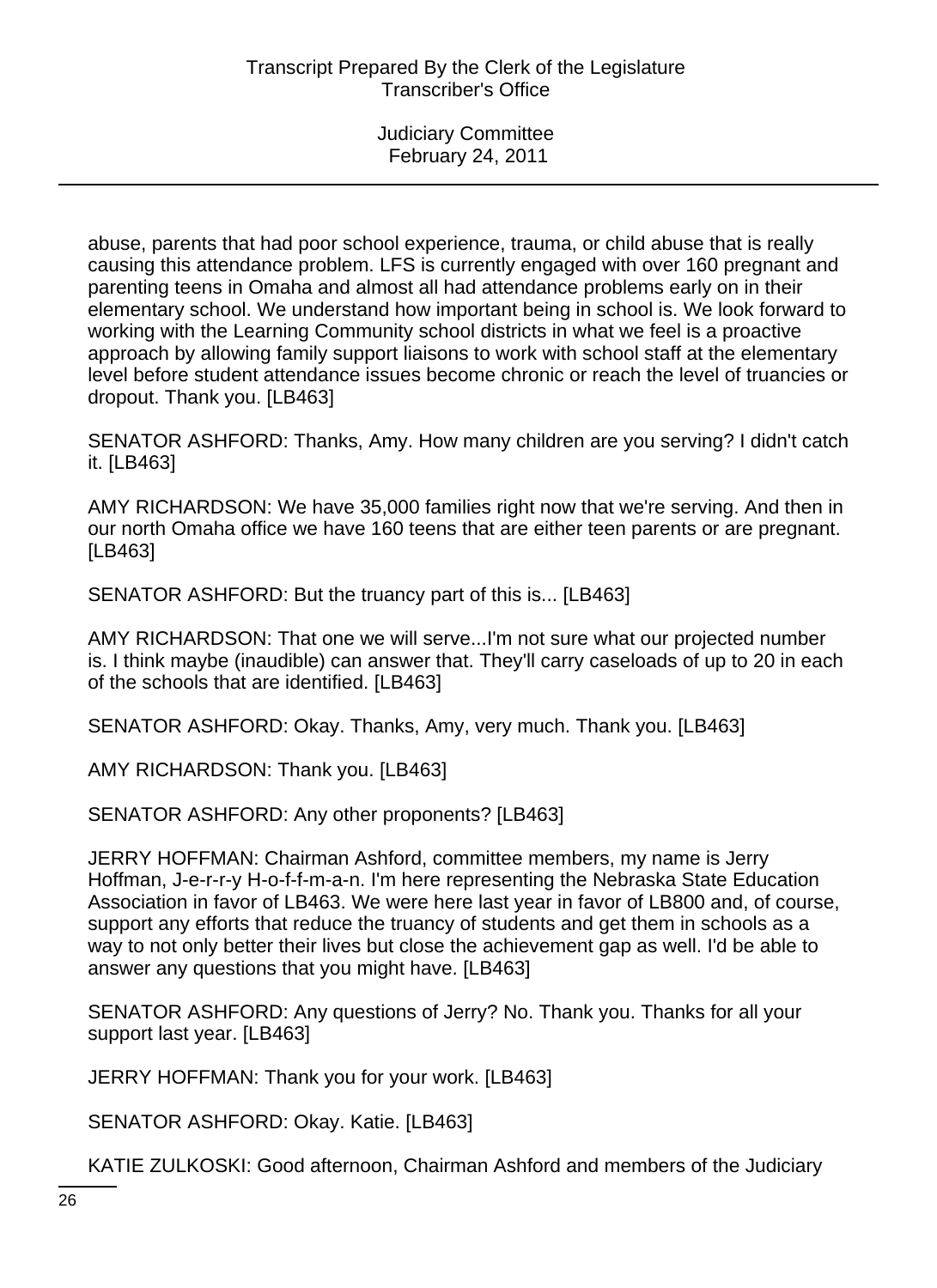abuse, parents that had poor school experience, trauma, or child abuse that is really causing this attendance problem. LFS is currently engaged with over 160 pregnant and parenting teens in Omaha and almost all had attendance problems early on in their elementary school. We understand how important being in school is. We look forward to working with the Learning Community school districts in what we feel is a proactive approach by allowing family support liaisons to work with school staff at the elementary level before student attendance issues become chronic or reach the level of truancies or dropout. Thank you. [LB463]

SENATOR ASHFORD: Thanks, Amy. How many children are you serving? I didn't catch it. [LB463]

AMY RICHARDSON: We have 35,000 families right now that we're serving. And then in our north Omaha office we have 160 teens that are either teen parents or are pregnant. [LB463]

SENATOR ASHFORD: But the truancy part of this is... [LB463]

AMY RICHARDSON: That one we will serve...I'm not sure what our projected number is. I think maybe (inaudible) can answer that. They'll carry caseloads of up to 20 in each of the schools that are identified. [LB463]

SENATOR ASHFORD: Okay. Thanks, Amy, very much. Thank you. [LB463]

AMY RICHARDSON: Thank you. [LB463]

SENATOR ASHFORD: Any other proponents? [LB463]

JERRY HOFFMAN: Chairman Ashford, committee members, my name is Jerry Hoffman, J-e-r-r-y H-o-f-f-m-a-n. I'm here representing the Nebraska State Education Association in favor of LB463. We were here last year in favor of LB800 and, of course, support any efforts that reduce the truancy of students and get them in schools as a way to not only better their lives but close the achievement gap as well. I'd be able to answer any questions that you might have. [LB463]

SENATOR ASHFORD: Any questions of Jerry? No. Thank you. Thanks for all your support last year. [LB463]

JERRY HOFFMAN: Thank you for your work. [LB463]

SENATOR ASHFORD: Okay. Katie. [LB463]

KATIE ZULKOSKI: Good afternoon, Chairman Ashford and members of the Judiciary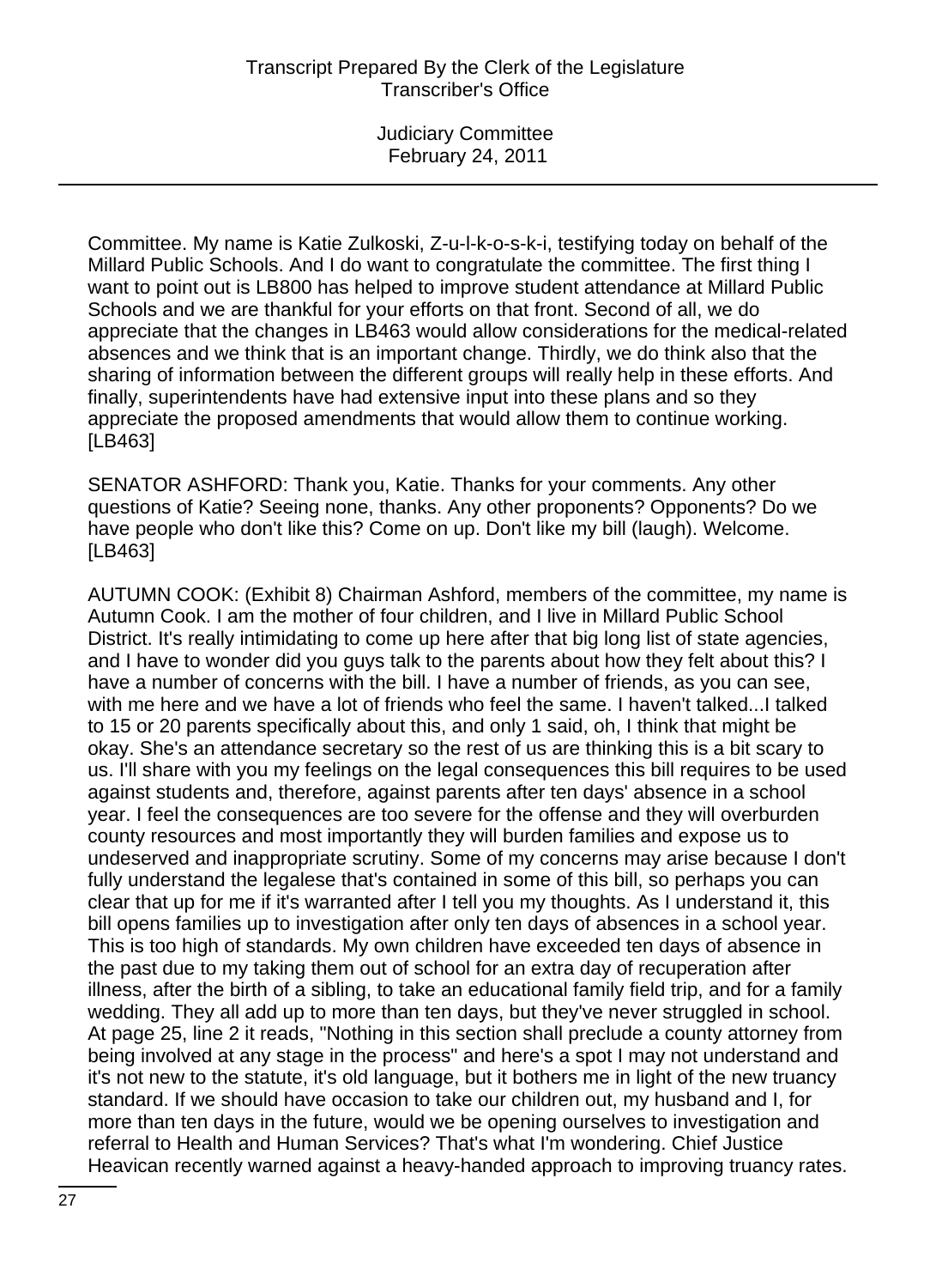Committee. My name is Katie Zulkoski, Z-u-l-k-o-s-k-i, testifying today on behalf of the Millard Public Schools. And I do want to congratulate the committee. The first thing I want to point out is LB800 has helped to improve student attendance at Millard Public Schools and we are thankful for your efforts on that front. Second of all, we do appreciate that the changes in LB463 would allow considerations for the medical-related absences and we think that is an important change. Thirdly, we do think also that the sharing of information between the different groups will really help in these efforts. And finally, superintendents have had extensive input into these plans and so they appreciate the proposed amendments that would allow them to continue working. [LB463]

SENATOR ASHFORD: Thank you, Katie. Thanks for your comments. Any other questions of Katie? Seeing none, thanks. Any other proponents? Opponents? Do we have people who don't like this? Come on up. Don't like my bill (laugh). Welcome. [LB463]

AUTUMN COOK: (Exhibit 8) Chairman Ashford, members of the committee, my name is Autumn Cook. I am the mother of four children, and I live in Millard Public School District. It's really intimidating to come up here after that big long list of state agencies, and I have to wonder did you guys talk to the parents about how they felt about this? I have a number of concerns with the bill. I have a number of friends, as you can see, with me here and we have a lot of friends who feel the same. I haven't talked...I talked to 15 or 20 parents specifically about this, and only 1 said, oh, I think that might be okay. She's an attendance secretary so the rest of us are thinking this is a bit scary to us. I'll share with you my feelings on the legal consequences this bill requires to be used against students and, therefore, against parents after ten days' absence in a school year. I feel the consequences are too severe for the offense and they will overburden county resources and most importantly they will burden families and expose us to undeserved and inappropriate scrutiny. Some of my concerns may arise because I don't fully understand the legalese that's contained in some of this bill, so perhaps you can clear that up for me if it's warranted after I tell you my thoughts. As I understand it, this bill opens families up to investigation after only ten days of absences in a school year. This is too high of standards. My own children have exceeded ten days of absence in the past due to my taking them out of school for an extra day of recuperation after illness, after the birth of a sibling, to take an educational family field trip, and for a family wedding. They all add up to more than ten days, but they've never struggled in school. At page 25, line 2 it reads, "Nothing in this section shall preclude a county attorney from being involved at any stage in the process" and here's a spot I may not understand and it's not new to the statute, it's old language, but it bothers me in light of the new truancy standard. If we should have occasion to take our children out, my husband and I, for more than ten days in the future, would we be opening ourselves to investigation and referral to Health and Human Services? That's what I'm wondering. Chief Justice Heavican recently warned against a heavy-handed approach to improving truancy rates.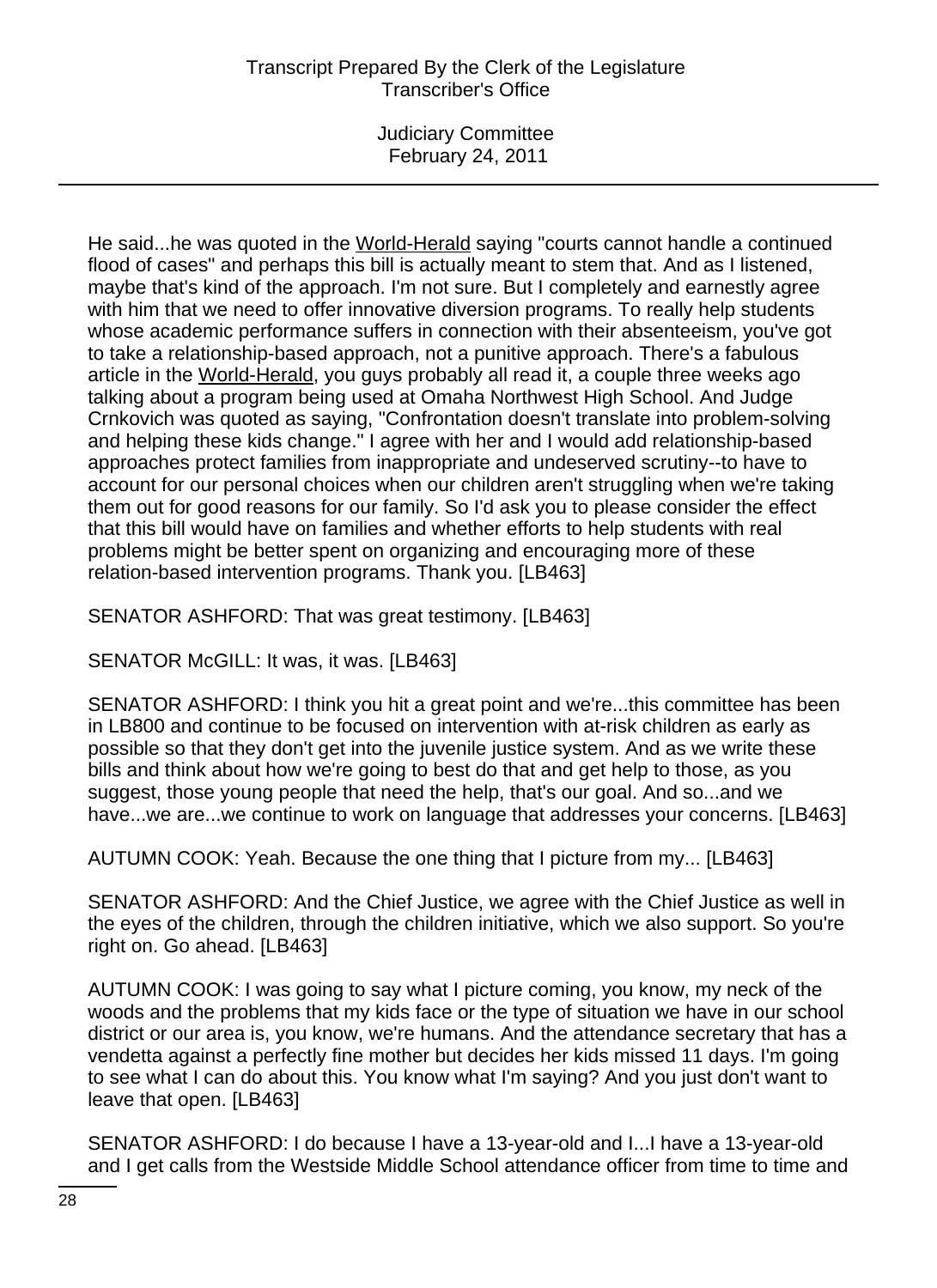He said...he was quoted in the World-Herald saying "courts cannot handle a continued flood of cases" and perhaps this bill is actually meant to stem that. And as I listened, maybe that's kind of the approach. I'm not sure. But I completely and earnestly agree with him that we need to offer innovative diversion programs. To really help students whose academic performance suffers in connection with their absenteeism, you've got to take a relationship-based approach, not a punitive approach. There's a fabulous article in the World-Herald, you guys probably all read it, a couple three weeks ago talking about a program being used at Omaha Northwest High School. And Judge Crnkovich was quoted as saying, "Confrontation doesn't translate into problem-solving and helping these kids change." I agree with her and I would add relationship-based approaches protect families from inappropriate and undeserved scrutiny--to have to account for our personal choices when our children aren't struggling when we're taking them out for good reasons for our family. So I'd ask you to please consider the effect that this bill would have on families and whether efforts to help students with real problems might be better spent on organizing and encouraging more of these relation-based intervention programs. Thank you. [LB463]

SENATOR ASHFORD: That was great testimony. [LB463]

SENATOR McGILL: It was, it was. [LB463]

SENATOR ASHFORD: I think you hit a great point and we're...this committee has been in LB800 and continue to be focused on intervention with at-risk children as early as possible so that they don't get into the juvenile justice system. And as we write these bills and think about how we're going to best do that and get help to those, as you suggest, those young people that need the help, that's our goal. And so...and we have...we are...we continue to work on language that addresses your concerns. [LB463]

AUTUMN COOK: Yeah. Because the one thing that I picture from my... [LB463]

SENATOR ASHFORD: And the Chief Justice, we agree with the Chief Justice as well in the eyes of the children, through the children initiative, which we also support. So you're right on. Go ahead. [LB463]

AUTUMN COOK: I was going to say what I picture coming, you know, my neck of the woods and the problems that my kids face or the type of situation we have in our school district or our area is, you know, we're humans. And the attendance secretary that has a vendetta against a perfectly fine mother but decides her kids missed 11 days. I'm going to see what I can do about this. You know what I'm saying? And you just don't want to leave that open. [LB463]

SENATOR ASHFORD: I do because I have a 13-year-old and I...I have a 13-year-old and I get calls from the Westside Middle School attendance officer from time to time and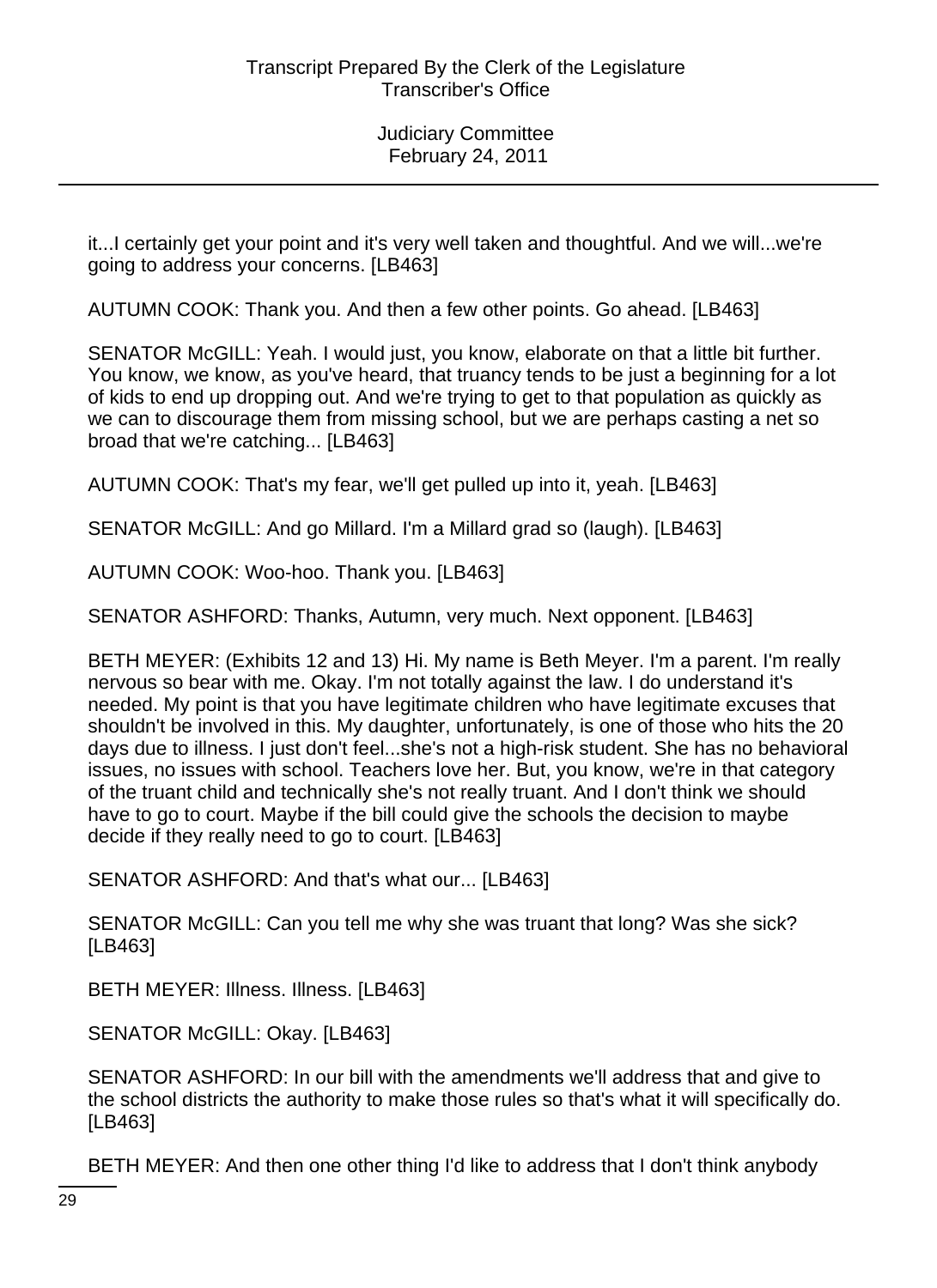it...I certainly get your point and it's very well taken and thoughtful. And we will...we're going to address your concerns. [LB463]

AUTUMN COOK: Thank you. And then a few other points. Go ahead. [LB463]

SENATOR McGILL: Yeah. I would just, you know, elaborate on that a little bit further. You know, we know, as you've heard, that truancy tends to be just a beginning for a lot of kids to end up dropping out. And we're trying to get to that population as quickly as we can to discourage them from missing school, but we are perhaps casting a net so broad that we're catching... [LB463]

AUTUMN COOK: That's my fear, we'll get pulled up into it, yeah. [LB463]

SENATOR McGILL: And go Millard. I'm a Millard grad so (laugh). [LB463]

AUTUMN COOK: Woo-hoo. Thank you. [LB463]

SENATOR ASHFORD: Thanks, Autumn, very much. Next opponent. [LB463]

BETH MEYER: (Exhibits 12 and 13) Hi. My name is Beth Meyer. I'm a parent. I'm really nervous so bear with me. Okay. I'm not totally against the law. I do understand it's needed. My point is that you have legitimate children who have legitimate excuses that shouldn't be involved in this. My daughter, unfortunately, is one of those who hits the 20 days due to illness. I just don't feel...she's not a high-risk student. She has no behavioral issues, no issues with school. Teachers love her. But, you know, we're in that category of the truant child and technically she's not really truant. And I don't think we should have to go to court. Maybe if the bill could give the schools the decision to maybe decide if they really need to go to court. [LB463]

SENATOR ASHFORD: And that's what our... [LB463]

SENATOR McGILL: Can you tell me why she was truant that long? Was she sick? [LB463]

BETH MEYER: Illness. Illness. [LB463]

SENATOR McGILL: Okay. [LB463]

SENATOR ASHFORD: In our bill with the amendments we'll address that and give to the school districts the authority to make those rules so that's what it will specifically do. [LB463]

BETH MEYER: And then one other thing I'd like to address that I don't think anybody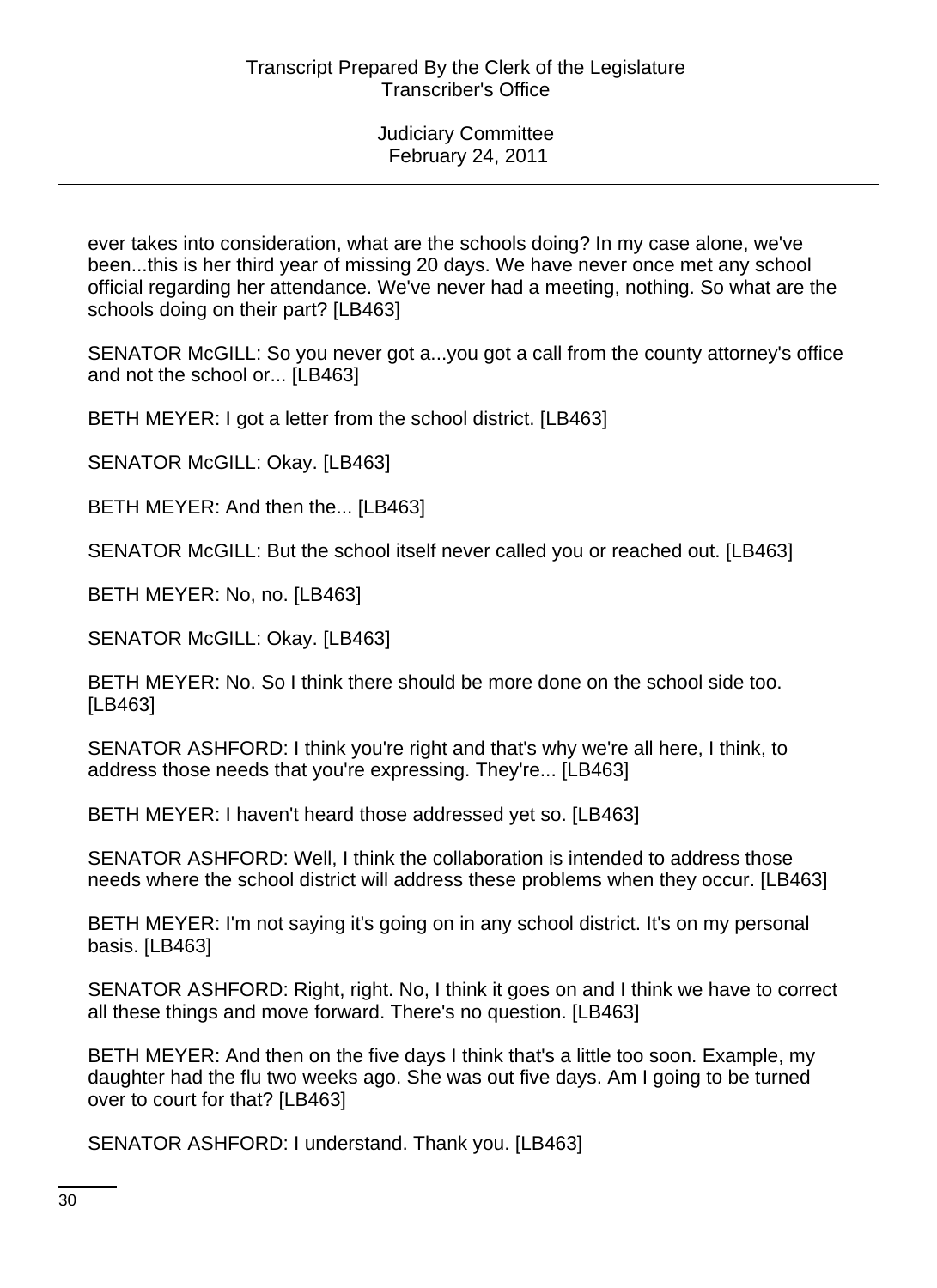ever takes into consideration, what are the schools doing? In my case alone, we've been...this is her third year of missing 20 days. We have never once met any school official regarding her attendance. We've never had a meeting, nothing. So what are the schools doing on their part? [LB463]

SENATOR McGILL: So you never got a...you got a call from the county attorney's office and not the school or... [LB463]

BETH MEYER: I got a letter from the school district. [LB463]

SENATOR McGILL: Okay. [LB463]

BETH MEYER: And then the... [LB463]

SENATOR McGILL: But the school itself never called you or reached out. [LB463]

BETH MEYER: No, no. [LB463]

SENATOR McGILL: Okay. [LB463]

BETH MEYER: No. So I think there should be more done on the school side too. [LB463]

SENATOR ASHFORD: I think you're right and that's why we're all here, I think, to address those needs that you're expressing. They're... [LB463]

BETH MEYER: I haven't heard those addressed yet so. [LB463]

SENATOR ASHFORD: Well, I think the collaboration is intended to address those needs where the school district will address these problems when they occur. [LB463]

BETH MEYER: I'm not saying it's going on in any school district. It's on my personal basis. [LB463]

SENATOR ASHFORD: Right, right. No, I think it goes on and I think we have to correct all these things and move forward. There's no question. [LB463]

BETH MEYER: And then on the five days I think that's a little too soon. Example, my daughter had the flu two weeks ago. She was out five days. Am I going to be turned over to court for that? [LB463]

SENATOR ASHFORD: I understand. Thank you. [LB463]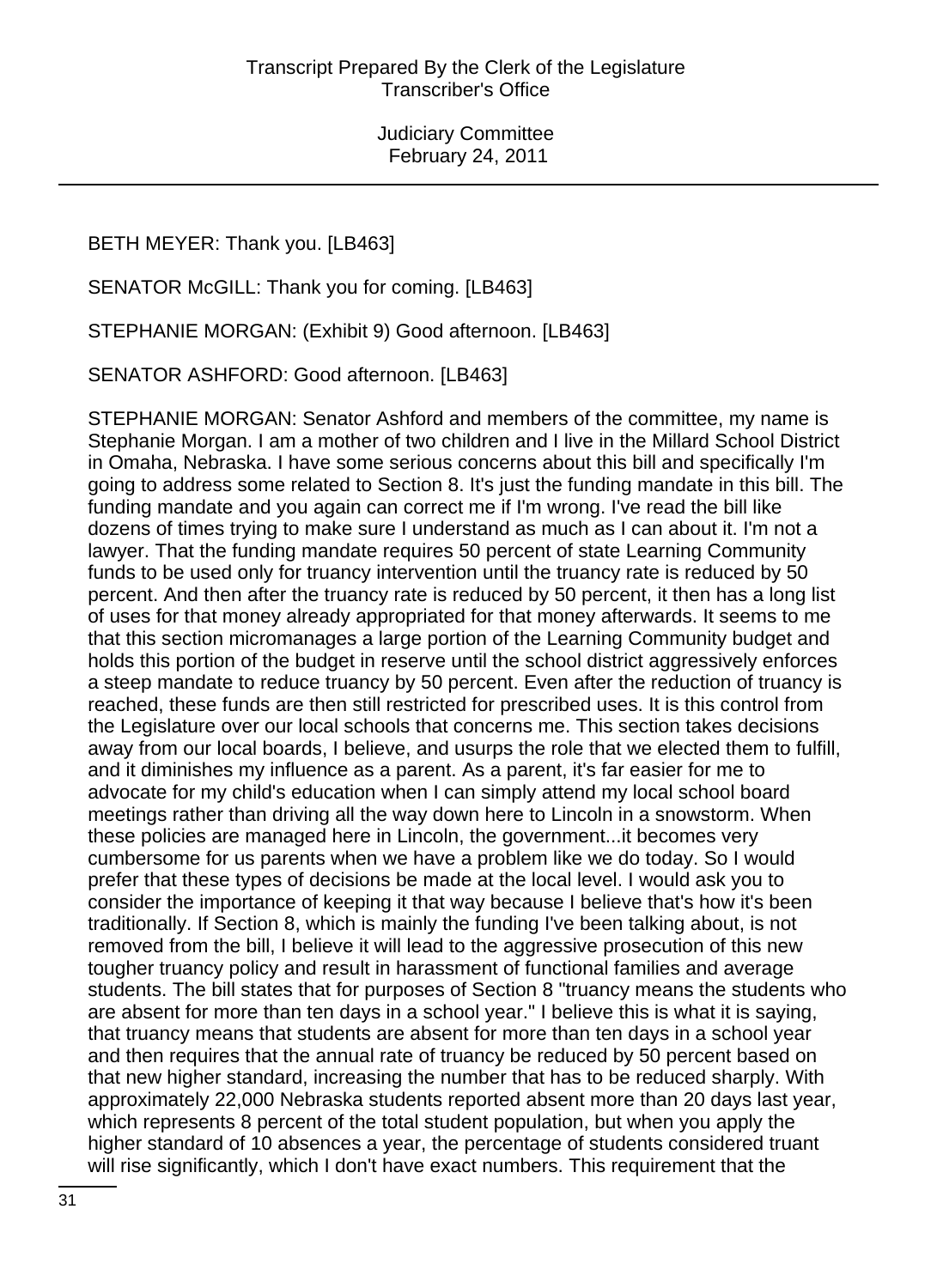BETH MEYER: Thank you. [LB463]

SENATOR McGILL: Thank you for coming. [LB463]

STEPHANIE MORGAN: (Exhibit 9) Good afternoon. [LB463]

SENATOR ASHFORD: Good afternoon. [LB463]

STEPHANIE MORGAN: Senator Ashford and members of the committee, my name is Stephanie Morgan. I am a mother of two children and I live in the Millard School District in Omaha, Nebraska. I have some serious concerns about this bill and specifically I'm going to address some related to Section 8. It's just the funding mandate in this bill. The funding mandate and you again can correct me if I'm wrong. I've read the bill like dozens of times trying to make sure I understand as much as I can about it. I'm not a lawyer. That the funding mandate requires 50 percent of state Learning Community funds to be used only for truancy intervention until the truancy rate is reduced by 50 percent. And then after the truancy rate is reduced by 50 percent, it then has a long list of uses for that money already appropriated for that money afterwards. It seems to me that this section micromanages a large portion of the Learning Community budget and holds this portion of the budget in reserve until the school district aggressively enforces a steep mandate to reduce truancy by 50 percent. Even after the reduction of truancy is reached, these funds are then still restricted for prescribed uses. It is this control from the Legislature over our local schools that concerns me. This section takes decisions away from our local boards, I believe, and usurps the role that we elected them to fulfill, and it diminishes my influence as a parent. As a parent, it's far easier for me to advocate for my child's education when I can simply attend my local school board meetings rather than driving all the way down here to Lincoln in a snowstorm. When these policies are managed here in Lincoln, the government...it becomes very cumbersome for us parents when we have a problem like we do today. So I would prefer that these types of decisions be made at the local level. I would ask you to consider the importance of keeping it that way because I believe that's how it's been traditionally. If Section 8, which is mainly the funding I've been talking about, is not removed from the bill, I believe it will lead to the aggressive prosecution of this new tougher truancy policy and result in harassment of functional families and average students. The bill states that for purposes of Section 8 "truancy means the students who are absent for more than ten days in a school year." I believe this is what it is saying, that truancy means that students are absent for more than ten days in a school year and then requires that the annual rate of truancy be reduced by 50 percent based on that new higher standard, increasing the number that has to be reduced sharply. With approximately 22,000 Nebraska students reported absent more than 20 days last year, which represents 8 percent of the total student population, but when you apply the higher standard of 10 absences a year, the percentage of students considered truant will rise significantly, which I don't have exact numbers. This requirement that the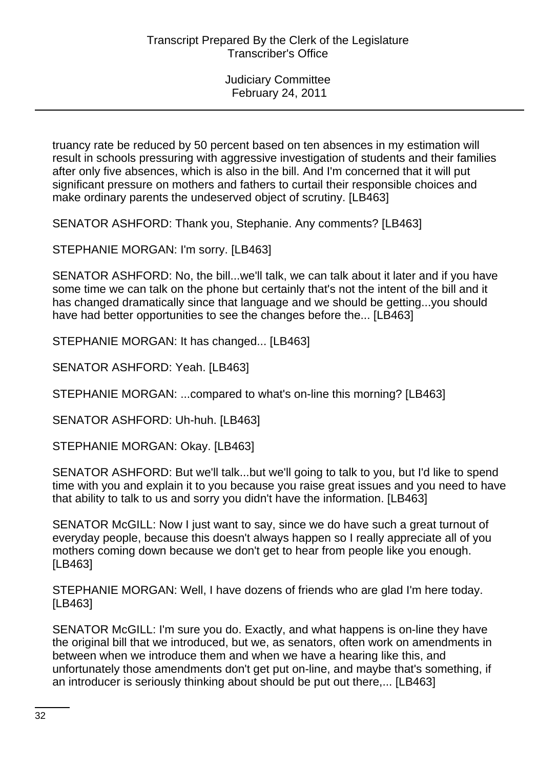truancy rate be reduced by 50 percent based on ten absences in my estimation will result in schools pressuring with aggressive investigation of students and their families after only five absences, which is also in the bill. And I'm concerned that it will put significant pressure on mothers and fathers to curtail their responsible choices and make ordinary parents the undeserved object of scrutiny. [LB463]

SENATOR ASHFORD: Thank you, Stephanie. Any comments? [LB463]

STEPHANIE MORGAN: I'm sorry. [LB463]

SENATOR ASHFORD: No, the bill...we'll talk, we can talk about it later and if you have some time we can talk on the phone but certainly that's not the intent of the bill and it has changed dramatically since that language and we should be getting...you should have had better opportunities to see the changes before the... [LB463]

STEPHANIE MORGAN: It has changed... [LB463]

SENATOR ASHFORD: Yeah. [LB463]

STEPHANIE MORGAN: ...compared to what's on-line this morning? [LB463]

SENATOR ASHFORD: Uh-huh. [LB463]

STEPHANIE MORGAN: Okay. [LB463]

SENATOR ASHFORD: But we'll talk...but we'll going to talk to you, but I'd like to spend time with you and explain it to you because you raise great issues and you need to have that ability to talk to us and sorry you didn't have the information. [LB463]

SENATOR McGILL: Now I just want to say, since we do have such a great turnout of everyday people, because this doesn't always happen so I really appreciate all of you mothers coming down because we don't get to hear from people like you enough. [LB463]

STEPHANIE MORGAN: Well, I have dozens of friends who are glad I'm here today. [LB463]

SENATOR McGILL: I'm sure you do. Exactly, and what happens is on-line they have the original bill that we introduced, but we, as senators, often work on amendments in between when we introduce them and when we have a hearing like this, and unfortunately those amendments don't get put on-line, and maybe that's something, if an introducer is seriously thinking about should be put out there,... [LB463]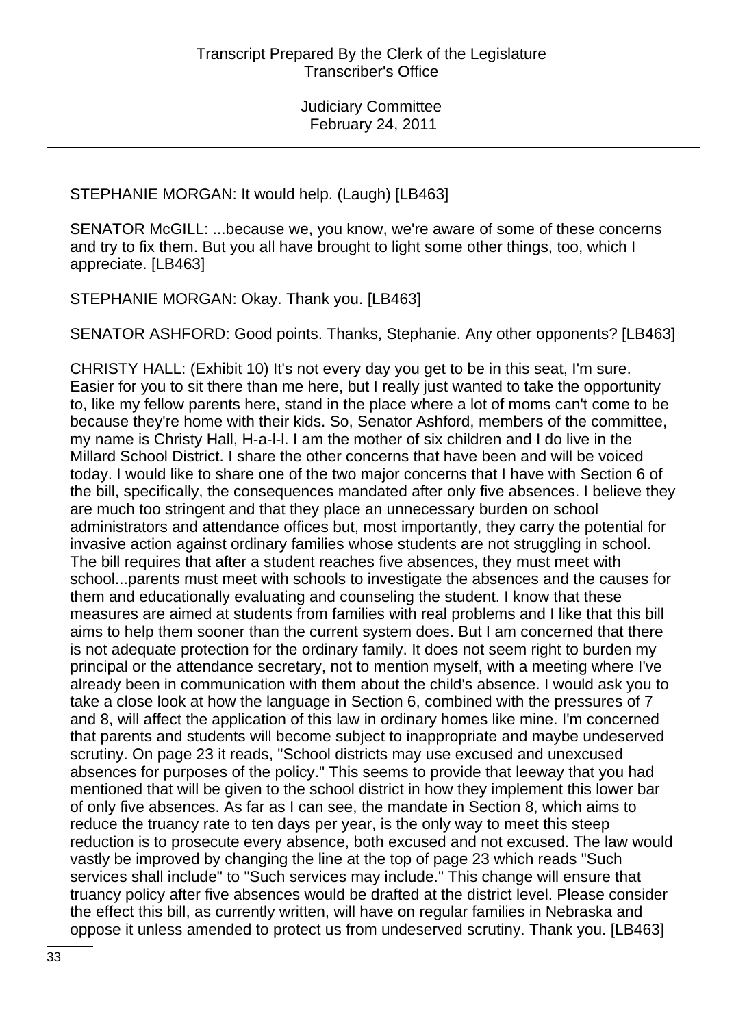STEPHANIE MORGAN: It would help. (Laugh) [LB463]

SENATOR McGILL: ...because we, you know, we're aware of some of these concerns and try to fix them. But you all have brought to light some other things, too, which I appreciate. [LB463]

STEPHANIE MORGAN: Okay. Thank you. [LB463]

SENATOR ASHFORD: Good points. Thanks, Stephanie. Any other opponents? [LB463]

CHRISTY HALL: (Exhibit 10) It's not every day you get to be in this seat, I'm sure. Easier for you to sit there than me here, but I really just wanted to take the opportunity to, like my fellow parents here, stand in the place where a lot of moms can't come to be because they're home with their kids. So, Senator Ashford, members of the committee, my name is Christy Hall, H-a-l-l. I am the mother of six children and I do live in the Millard School District. I share the other concerns that have been and will be voiced today. I would like to share one of the two major concerns that I have with Section 6 of the bill, specifically, the consequences mandated after only five absences. I believe they are much too stringent and that they place an unnecessary burden on school administrators and attendance offices but, most importantly, they carry the potential for invasive action against ordinary families whose students are not struggling in school. The bill requires that after a student reaches five absences, they must meet with school...parents must meet with schools to investigate the absences and the causes for them and educationally evaluating and counseling the student. I know that these measures are aimed at students from families with real problems and I like that this bill aims to help them sooner than the current system does. But I am concerned that there is not adequate protection for the ordinary family. It does not seem right to burden my principal or the attendance secretary, not to mention myself, with a meeting where I've already been in communication with them about the child's absence. I would ask you to take a close look at how the language in Section 6, combined with the pressures of 7 and 8, will affect the application of this law in ordinary homes like mine. I'm concerned that parents and students will become subject to inappropriate and maybe undeserved scrutiny. On page 23 it reads, "School districts may use excused and unexcused absences for purposes of the policy." This seems to provide that leeway that you had mentioned that will be given to the school district in how they implement this lower bar of only five absences. As far as I can see, the mandate in Section 8, which aims to reduce the truancy rate to ten days per year, is the only way to meet this steep reduction is to prosecute every absence, both excused and not excused. The law would vastly be improved by changing the line at the top of page 23 which reads "Such services shall include" to "Such services may include." This change will ensure that truancy policy after five absences would be drafted at the district level. Please consider the effect this bill, as currently written, will have on regular families in Nebraska and oppose it unless amended to protect us from undeserved scrutiny. Thank you. [LB463]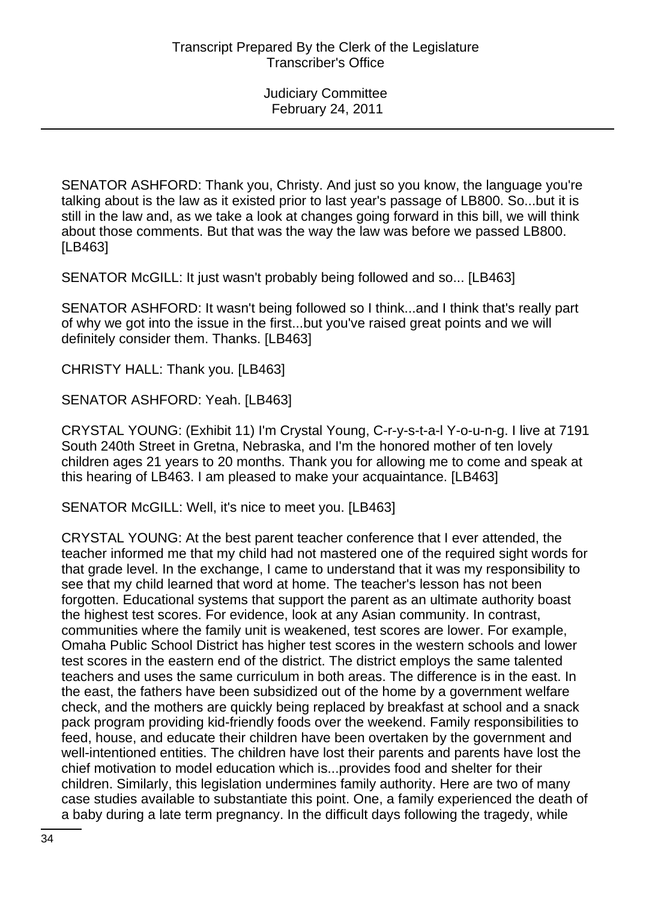SENATOR ASHFORD: Thank you, Christy. And just so you know, the language you're talking about is the law as it existed prior to last year's passage of LB800. So...but it is still in the law and, as we take a look at changes going forward in this bill, we will think about those comments. But that was the way the law was before we passed LB800. [LB463]

SENATOR McGILL: It just wasn't probably being followed and so... [LB463]

SENATOR ASHFORD: It wasn't being followed so I think...and I think that's really part of why we got into the issue in the first...but you've raised great points and we will definitely consider them. Thanks. [LB463]

CHRISTY HALL: Thank you. [LB463]

SENATOR ASHFORD: Yeah. [LB463]

CRYSTAL YOUNG: (Exhibit 11) I'm Crystal Young, C-r-y-s-t-a-l Y-o-u-n-g. I live at 7191 South 240th Street in Gretna, Nebraska, and I'm the honored mother of ten lovely children ages 21 years to 20 months. Thank you for allowing me to come and speak at this hearing of LB463. I am pleased to make your acquaintance. [LB463]

SENATOR McGILL: Well, it's nice to meet you. [LB463]

CRYSTAL YOUNG: At the best parent teacher conference that I ever attended, the teacher informed me that my child had not mastered one of the required sight words for that grade level. In the exchange, I came to understand that it was my responsibility to see that my child learned that word at home. The teacher's lesson has not been forgotten. Educational systems that support the parent as an ultimate authority boast the highest test scores. For evidence, look at any Asian community. In contrast, communities where the family unit is weakened, test scores are lower. For example, Omaha Public School District has higher test scores in the western schools and lower test scores in the eastern end of the district. The district employs the same talented teachers and uses the same curriculum in both areas. The difference is in the east. In the east, the fathers have been subsidized out of the home by a government welfare check, and the mothers are quickly being replaced by breakfast at school and a snack pack program providing kid-friendly foods over the weekend. Family responsibilities to feed, house, and educate their children have been overtaken by the government and well-intentioned entities. The children have lost their parents and parents have lost the chief motivation to model education which is...provides food and shelter for their children. Similarly, this legislation undermines family authority. Here are two of many case studies available to substantiate this point. One, a family experienced the death of a baby during a late term pregnancy. In the difficult days following the tragedy, while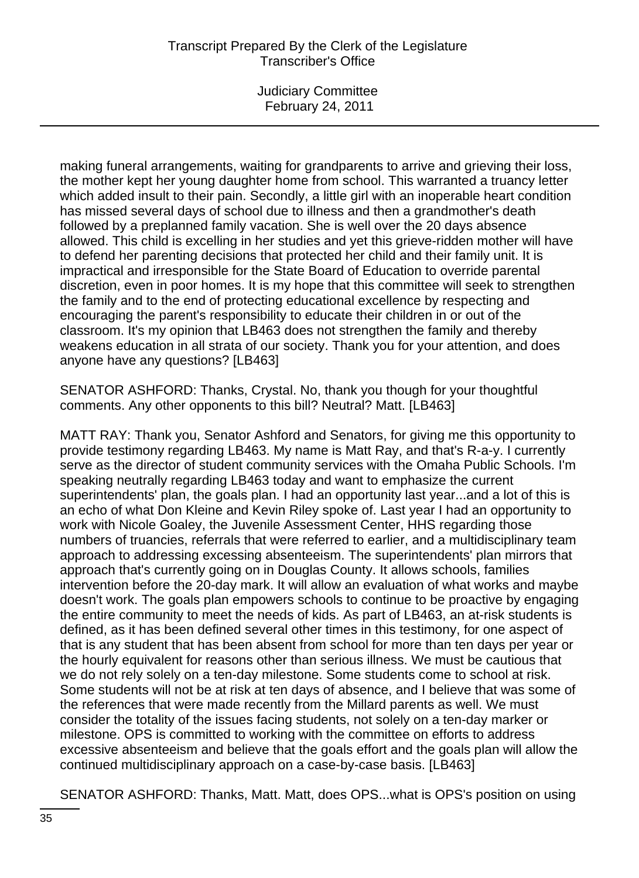making funeral arrangements, waiting for grandparents to arrive and grieving their loss, the mother kept her young daughter home from school. This warranted a truancy letter which added insult to their pain. Secondly, a little girl with an inoperable heart condition has missed several days of school due to illness and then a grandmother's death followed by a preplanned family vacation. She is well over the 20 days absence allowed. This child is excelling in her studies and yet this grieve-ridden mother will have to defend her parenting decisions that protected her child and their family unit. It is impractical and irresponsible for the State Board of Education to override parental discretion, even in poor homes. It is my hope that this committee will seek to strengthen the family and to the end of protecting educational excellence by respecting and encouraging the parent's responsibility to educate their children in or out of the classroom. It's my opinion that LB463 does not strengthen the family and thereby weakens education in all strata of our society. Thank you for your attention, and does anyone have any questions? [LB463]

SENATOR ASHFORD: Thanks, Crystal. No, thank you though for your thoughtful comments. Any other opponents to this bill? Neutral? Matt. [LB463]

MATT RAY: Thank you, Senator Ashford and Senators, for giving me this opportunity to provide testimony regarding LB463. My name is Matt Ray, and that's R-a-y. I currently serve as the director of student community services with the Omaha Public Schools. I'm speaking neutrally regarding LB463 today and want to emphasize the current superintendents' plan, the goals plan. I had an opportunity last year...and a lot of this is an echo of what Don Kleine and Kevin Riley spoke of. Last year I had an opportunity to work with Nicole Goaley, the Juvenile Assessment Center, HHS regarding those numbers of truancies, referrals that were referred to earlier, and a multidisciplinary team approach to addressing excessing absenteeism. The superintendents' plan mirrors that approach that's currently going on in Douglas County. It allows schools, families intervention before the 20-day mark. It will allow an evaluation of what works and maybe doesn't work. The goals plan empowers schools to continue to be proactive by engaging the entire community to meet the needs of kids. As part of LB463, an at-risk students is defined, as it has been defined several other times in this testimony, for one aspect of that is any student that has been absent from school for more than ten days per year or the hourly equivalent for reasons other than serious illness. We must be cautious that we do not rely solely on a ten-day milestone. Some students come to school at risk. Some students will not be at risk at ten days of absence, and I believe that was some of the references that were made recently from the Millard parents as well. We must consider the totality of the issues facing students, not solely on a ten-day marker or milestone. OPS is committed to working with the committee on efforts to address excessive absenteeism and believe that the goals effort and the goals plan will allow the continued multidisciplinary approach on a case-by-case basis. [LB463]

SENATOR ASHFORD: Thanks, Matt. Matt, does OPS...what is OPS's position on using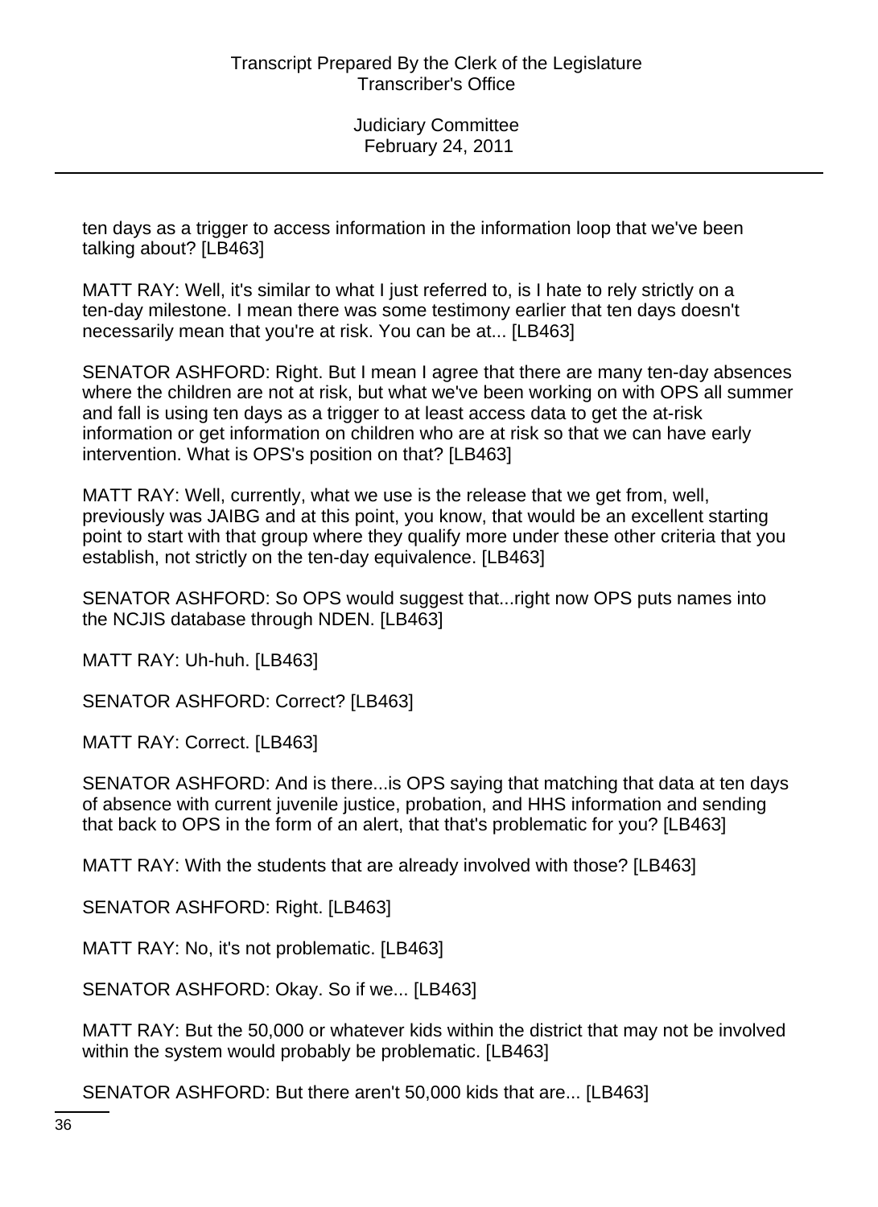ten days as a trigger to access information in the information loop that we've been talking about? [LB463]

MATT RAY: Well, it's similar to what I just referred to, is I hate to rely strictly on a ten-day milestone. I mean there was some testimony earlier that ten days doesn't necessarily mean that you're at risk. You can be at... [LB463]

SENATOR ASHFORD: Right. But I mean I agree that there are many ten-day absences where the children are not at risk, but what we've been working on with OPS all summer and fall is using ten days as a trigger to at least access data to get the at-risk information or get information on children who are at risk so that we can have early intervention. What is OPS's position on that? [LB463]

MATT RAY: Well, currently, what we use is the release that we get from, well, previously was JAIBG and at this point, you know, that would be an excellent starting point to start with that group where they qualify more under these other criteria that you establish, not strictly on the ten-day equivalence. [LB463]

SENATOR ASHFORD: So OPS would suggest that...right now OPS puts names into the NCJIS database through NDEN. [LB463]

MATT RAY: Uh-huh. [LB463]

SENATOR ASHFORD: Correct? [LB463]

MATT RAY: Correct. [LB463]

SENATOR ASHFORD: And is there...is OPS saying that matching that data at ten days of absence with current juvenile justice, probation, and HHS information and sending that back to OPS in the form of an alert, that that's problematic for you? [LB463]

MATT RAY: With the students that are already involved with those? [LB463]

SENATOR ASHFORD: Right. [LB463]

MATT RAY: No, it's not problematic. [LB463]

SENATOR ASHFORD: Okay. So if we... [LB463]

MATT RAY: But the 50,000 or whatever kids within the district that may not be involved within the system would probably be problematic. [LB463]

SENATOR ASHFORD: But there aren't 50,000 kids that are... [LB463]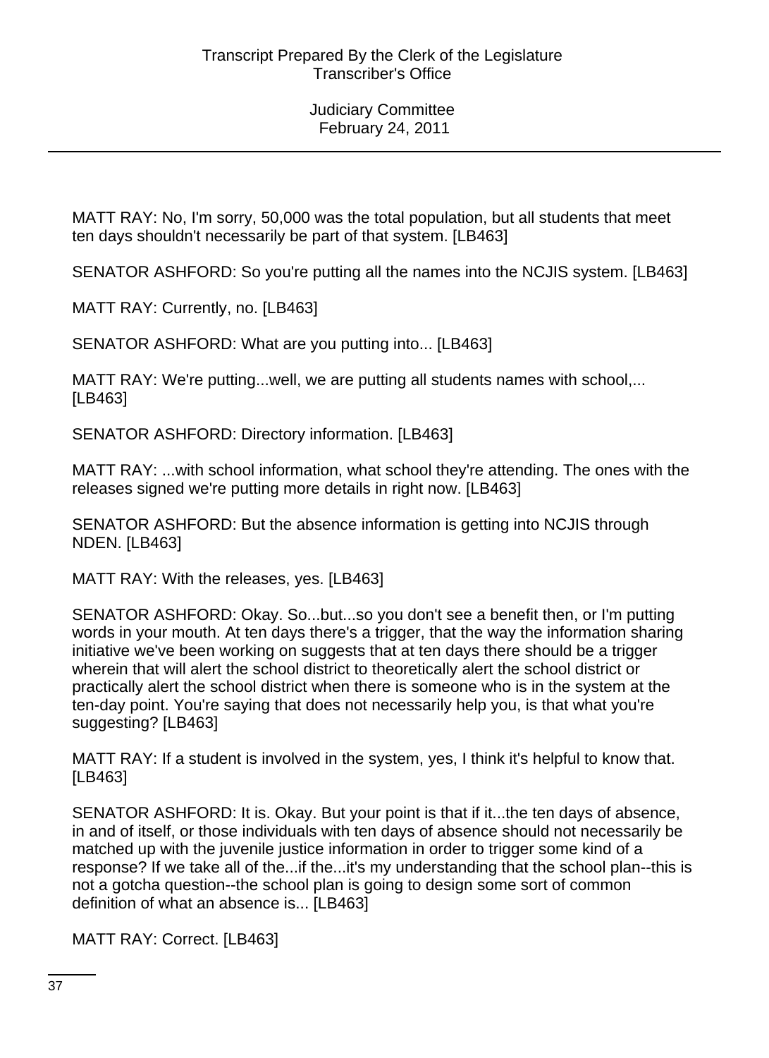MATT RAY: No, I'm sorry, 50,000 was the total population, but all students that meet ten days shouldn't necessarily be part of that system. [LB463]

SENATOR ASHFORD: So you're putting all the names into the NCJIS system. [LB463]

MATT RAY: Currently, no. [LB463]

SENATOR ASHFORD: What are you putting into... [LB463]

MATT RAY: We're putting...well, we are putting all students names with school,... [LB463]

SENATOR ASHFORD: Directory information. [LB463]

MATT RAY: ...with school information, what school they're attending. The ones with the releases signed we're putting more details in right now. [LB463]

SENATOR ASHFORD: But the absence information is getting into NCJIS through NDEN. [LB463]

MATT RAY: With the releases, yes. [LB463]

SENATOR ASHFORD: Okay. So...but...so you don't see a benefit then, or I'm putting words in your mouth. At ten days there's a trigger, that the way the information sharing initiative we've been working on suggests that at ten days there should be a trigger wherein that will alert the school district to theoretically alert the school district or practically alert the school district when there is someone who is in the system at the ten-day point. You're saying that does not necessarily help you, is that what you're suggesting? [LB463]

MATT RAY: If a student is involved in the system, yes, I think it's helpful to know that. [LB463]

SENATOR ASHFORD: It is. Okay. But your point is that if it...the ten days of absence, in and of itself, or those individuals with ten days of absence should not necessarily be matched up with the juvenile justice information in order to trigger some kind of a response? If we take all of the...if the...it's my understanding that the school plan--this is not a gotcha question--the school plan is going to design some sort of common definition of what an absence is... [LB463]

MATT RAY: Correct. [LB463]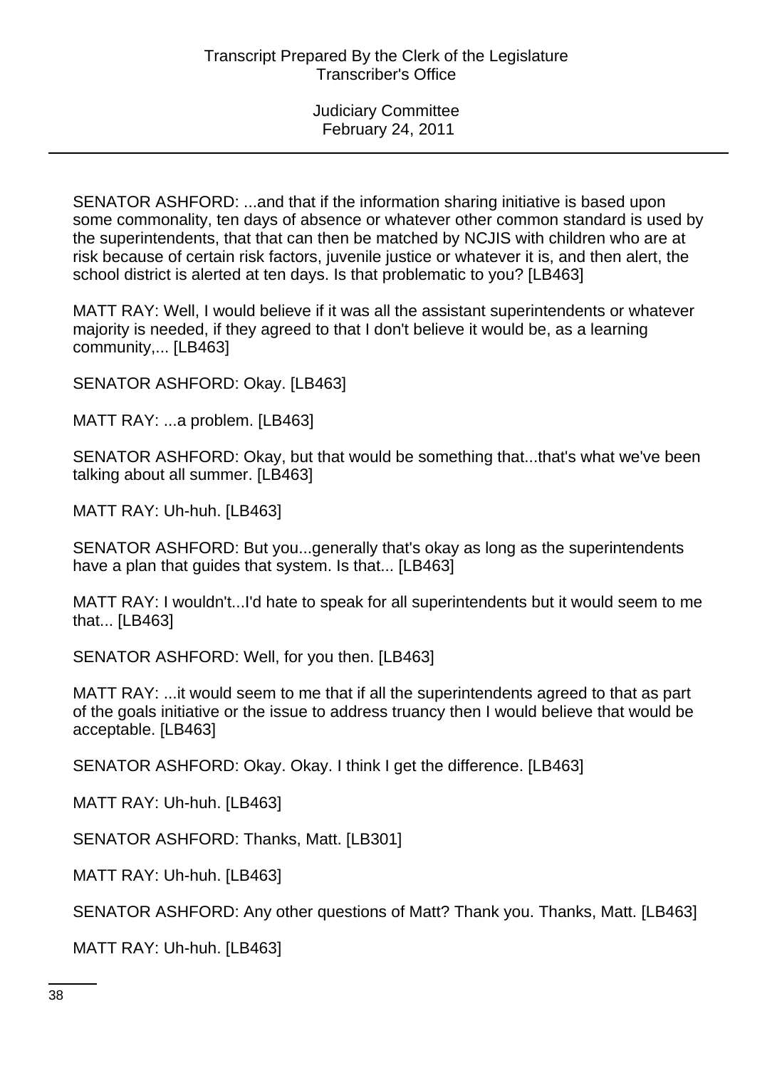SENATOR ASHFORD: ...and that if the information sharing initiative is based upon some commonality, ten days of absence or whatever other common standard is used by the superintendents, that that can then be matched by NCJIS with children who are at risk because of certain risk factors, juvenile justice or whatever it is, and then alert, the school district is alerted at ten days. Is that problematic to you? [LB463]

MATT RAY: Well, I would believe if it was all the assistant superintendents or whatever majority is needed, if they agreed to that I don't believe it would be, as a learning community,... [LB463]

SENATOR ASHFORD: Okay. [LB463]

MATT RAY: ...a problem. [LB463]

SENATOR ASHFORD: Okay, but that would be something that...that's what we've been talking about all summer. [LB463]

MATT RAY: Uh-huh. [LB463]

SENATOR ASHFORD: But you...generally that's okay as long as the superintendents have a plan that guides that system. Is that... [LB463]

MATT RAY: I wouldn't...I'd hate to speak for all superintendents but it would seem to me that... [LB463]

SENATOR ASHFORD: Well, for you then. [LB463]

MATT RAY: ...it would seem to me that if all the superintendents agreed to that as part of the goals initiative or the issue to address truancy then I would believe that would be acceptable. [LB463]

SENATOR ASHFORD: Okay. Okay. I think I get the difference. [LB463]

MATT RAY: Uh-huh. [LB463]

SENATOR ASHFORD: Thanks, Matt. [LB301]

MATT RAY: Uh-huh. [LB463]

SENATOR ASHFORD: Any other questions of Matt? Thank you. Thanks, Matt. [LB463]

MATT RAY: Uh-huh. [LB463]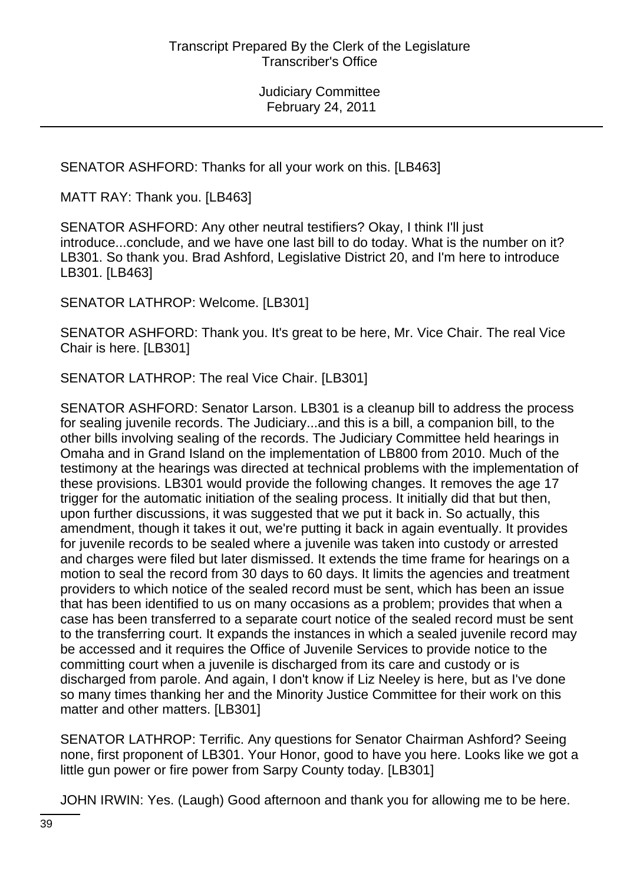SENATOR ASHFORD: Thanks for all your work on this. [LB463]

MATT RAY: Thank you. [LB463]

SENATOR ASHFORD: Any other neutral testifiers? Okay, I think I'll just introduce...conclude, and we have one last bill to do today. What is the number on it? LB301. So thank you. Brad Ashford, Legislative District 20, and I'm here to introduce LB301. [LB463]

SENATOR LATHROP: Welcome. [LB301]

SENATOR ASHFORD: Thank you. It's great to be here, Mr. Vice Chair. The real Vice Chair is here. [LB301]

SENATOR LATHROP: The real Vice Chair. [LB301]

SENATOR ASHFORD: Senator Larson. LB301 is a cleanup bill to address the process for sealing juvenile records. The Judiciary...and this is a bill, a companion bill, to the other bills involving sealing of the records. The Judiciary Committee held hearings in Omaha and in Grand Island on the implementation of LB800 from 2010. Much of the testimony at the hearings was directed at technical problems with the implementation of these provisions. LB301 would provide the following changes. It removes the age 17 trigger for the automatic initiation of the sealing process. It initially did that but then, upon further discussions, it was suggested that we put it back in. So actually, this amendment, though it takes it out, we're putting it back in again eventually. It provides for juvenile records to be sealed where a juvenile was taken into custody or arrested and charges were filed but later dismissed. It extends the time frame for hearings on a motion to seal the record from 30 days to 60 days. It limits the agencies and treatment providers to which notice of the sealed record must be sent, which has been an issue that has been identified to us on many occasions as a problem; provides that when a case has been transferred to a separate court notice of the sealed record must be sent to the transferring court. It expands the instances in which a sealed juvenile record may be accessed and it requires the Office of Juvenile Services to provide notice to the committing court when a juvenile is discharged from its care and custody or is discharged from parole. And again, I don't know if Liz Neeley is here, but as I've done so many times thanking her and the Minority Justice Committee for their work on this matter and other matters. [LB301]

SENATOR LATHROP: Terrific. Any questions for Senator Chairman Ashford? Seeing none, first proponent of LB301. Your Honor, good to have you here. Looks like we got a little gun power or fire power from Sarpy County today. [LB301]

JOHN IRWIN: Yes. (Laugh) Good afternoon and thank you for allowing me to be here.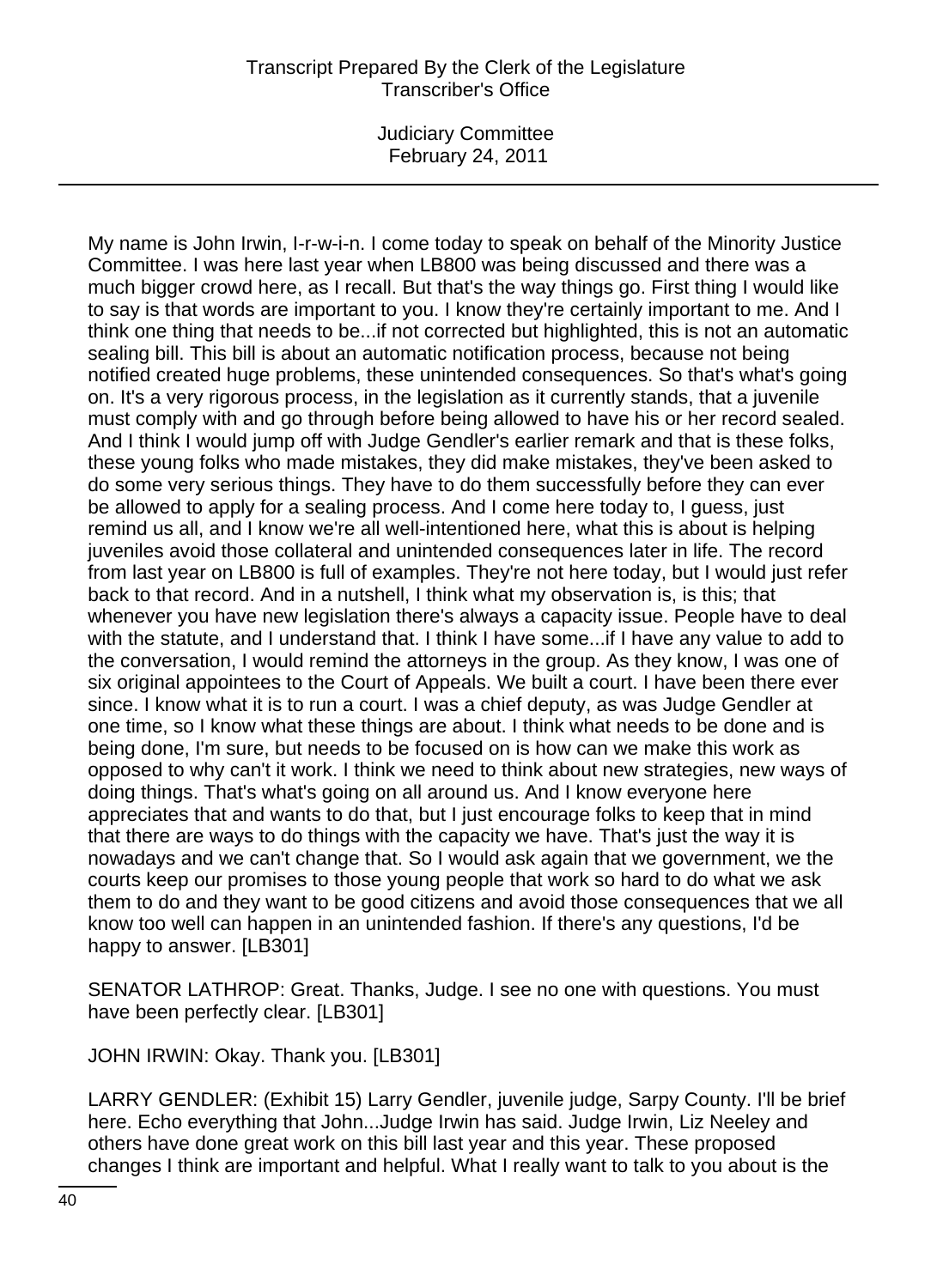My name is John Irwin, I-r-w-i-n. I come today to speak on behalf of the Minority Justice Committee. I was here last year when LB800 was being discussed and there was a much bigger crowd here, as I recall. But that's the way things go. First thing I would like to say is that words are important to you. I know they're certainly important to me. And I think one thing that needs to be...if not corrected but highlighted, this is not an automatic sealing bill. This bill is about an automatic notification process, because not being notified created huge problems, these unintended consequences. So that's what's going on. It's a very rigorous process, in the legislation as it currently stands, that a juvenile must comply with and go through before being allowed to have his or her record sealed. And I think I would jump off with Judge Gendler's earlier remark and that is these folks, these young folks who made mistakes, they did make mistakes, they've been asked to do some very serious things. They have to do them successfully before they can ever be allowed to apply for a sealing process. And I come here today to, I guess, just remind us all, and I know we're all well-intentioned here, what this is about is helping juveniles avoid those collateral and unintended consequences later in life. The record from last year on LB800 is full of examples. They're not here today, but I would just refer back to that record. And in a nutshell, I think what my observation is, is this; that whenever you have new legislation there's always a capacity issue. People have to deal with the statute, and I understand that. I think I have some...if I have any value to add to the conversation, I would remind the attorneys in the group. As they know, I was one of six original appointees to the Court of Appeals. We built a court. I have been there ever since. I know what it is to run a court. I was a chief deputy, as was Judge Gendler at one time, so I know what these things are about. I think what needs to be done and is being done, I'm sure, but needs to be focused on is how can we make this work as opposed to why can't it work. I think we need to think about new strategies, new ways of doing things. That's what's going on all around us. And I know everyone here appreciates that and wants to do that, but I just encourage folks to keep that in mind that there are ways to do things with the capacity we have. That's just the way it is nowadays and we can't change that. So I would ask again that we government, we the courts keep our promises to those young people that work so hard to do what we ask them to do and they want to be good citizens and avoid those consequences that we all know too well can happen in an unintended fashion. If there's any questions, I'd be happy to answer. [LB301]

SENATOR LATHROP: Great. Thanks, Judge. I see no one with questions. You must have been perfectly clear. [LB301]

JOHN IRWIN: Okay. Thank you. [LB301]

LARRY GENDLER: (Exhibit 15) Larry Gendler, juvenile judge, Sarpy County. I'll be brief here. Echo everything that John...Judge Irwin has said. Judge Irwin, Liz Neeley and others have done great work on this bill last year and this year. These proposed changes I think are important and helpful. What I really want to talk to you about is the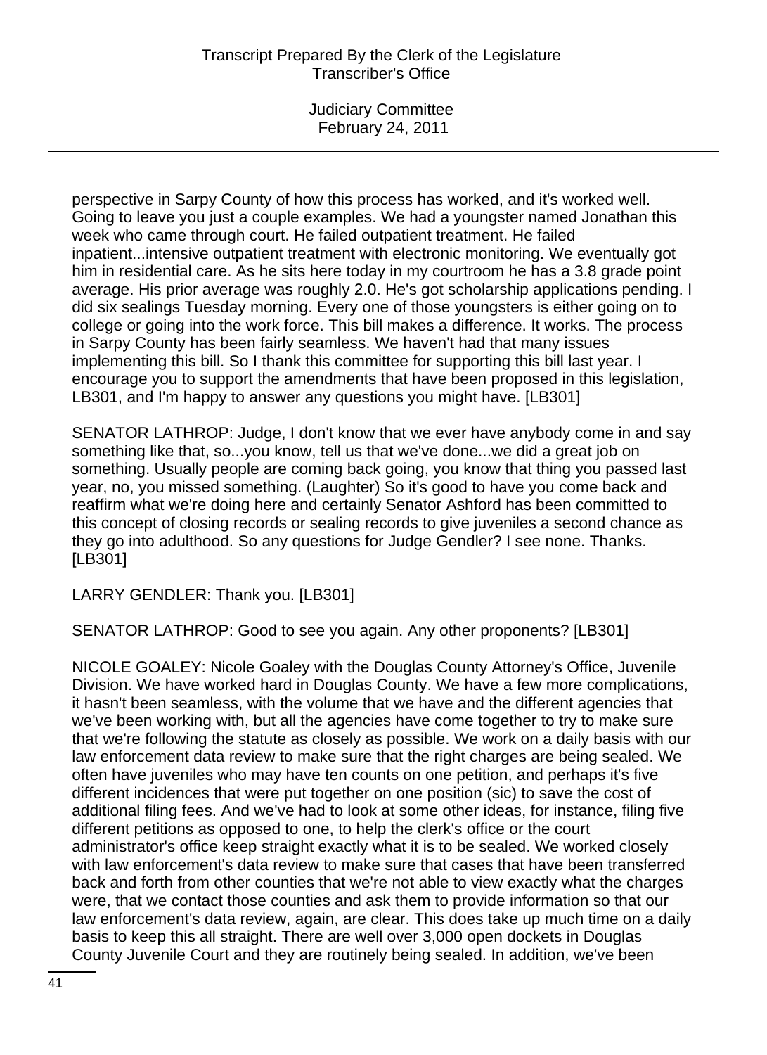perspective in Sarpy County of how this process has worked, and it's worked well. Going to leave you just a couple examples. We had a youngster named Jonathan this week who came through court. He failed outpatient treatment. He failed inpatient...intensive outpatient treatment with electronic monitoring. We eventually got him in residential care. As he sits here today in my courtroom he has a 3.8 grade point average. His prior average was roughly 2.0. He's got scholarship applications pending. I did six sealings Tuesday morning. Every one of those youngsters is either going on to college or going into the work force. This bill makes a difference. It works. The process in Sarpy County has been fairly seamless. We haven't had that many issues implementing this bill. So I thank this committee for supporting this bill last year. I encourage you to support the amendments that have been proposed in this legislation, LB301, and I'm happy to answer any questions you might have. [LB301]

SENATOR LATHROP: Judge, I don't know that we ever have anybody come in and say something like that, so...you know, tell us that we've done...we did a great job on something. Usually people are coming back going, you know that thing you passed last year, no, you missed something. (Laughter) So it's good to have you come back and reaffirm what we're doing here and certainly Senator Ashford has been committed to this concept of closing records or sealing records to give juveniles a second chance as they go into adulthood. So any questions for Judge Gendler? I see none. Thanks. [LB301]

LARRY GENDLER: Thank you. [LB301]

SENATOR LATHROP: Good to see you again. Any other proponents? [LB301]

NICOLE GOALEY: Nicole Goaley with the Douglas County Attorney's Office, Juvenile Division. We have worked hard in Douglas County. We have a few more complications, it hasn't been seamless, with the volume that we have and the different agencies that we've been working with, but all the agencies have come together to try to make sure that we're following the statute as closely as possible. We work on a daily basis with our law enforcement data review to make sure that the right charges are being sealed. We often have juveniles who may have ten counts on one petition, and perhaps it's five different incidences that were put together on one position (sic) to save the cost of additional filing fees. And we've had to look at some other ideas, for instance, filing five different petitions as opposed to one, to help the clerk's office or the court administrator's office keep straight exactly what it is to be sealed. We worked closely with law enforcement's data review to make sure that cases that have been transferred back and forth from other counties that we're not able to view exactly what the charges were, that we contact those counties and ask them to provide information so that our law enforcement's data review, again, are clear. This does take up much time on a daily basis to keep this all straight. There are well over 3,000 open dockets in Douglas County Juvenile Court and they are routinely being sealed. In addition, we've been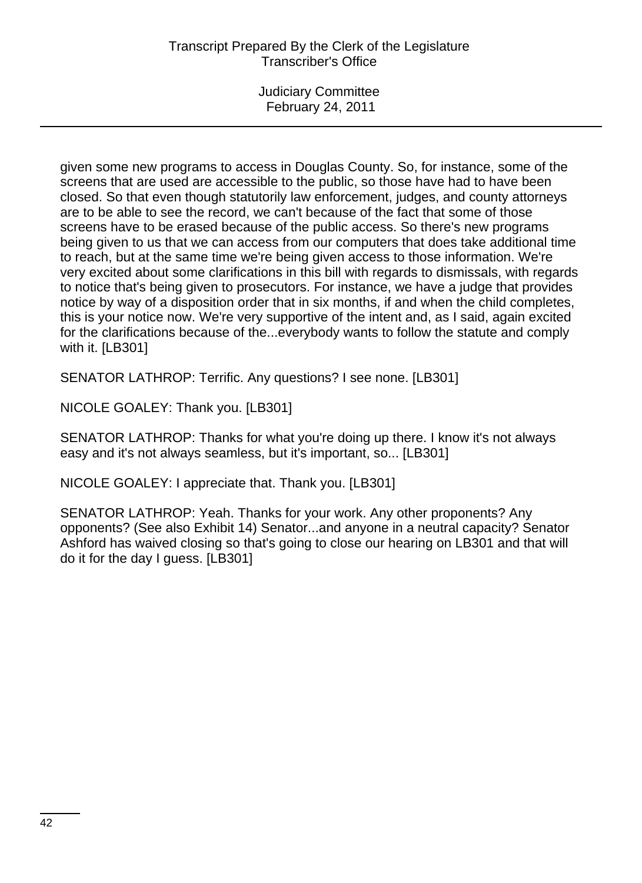given some new programs to access in Douglas County. So, for instance, some of the screens that are used are accessible to the public, so those have had to have been closed. So that even though statutorily law enforcement, judges, and county attorneys are to be able to see the record, we can't because of the fact that some of those screens have to be erased because of the public access. So there's new programs being given to us that we can access from our computers that does take additional time to reach, but at the same time we're being given access to those information. We're very excited about some clarifications in this bill with regards to dismissals, with regards to notice that's being given to prosecutors. For instance, we have a judge that provides notice by way of a disposition order that in six months, if and when the child completes, this is your notice now. We're very supportive of the intent and, as I said, again excited for the clarifications because of the...everybody wants to follow the statute and comply with it. [LB301]

SENATOR LATHROP: Terrific. Any questions? I see none. [LB301]

NICOLE GOALEY: Thank you. [LB301]

SENATOR LATHROP: Thanks for what you're doing up there. I know it's not always easy and it's not always seamless, but it's important, so... [LB301]

NICOLE GOALEY: I appreciate that. Thank you. [LB301]

SENATOR LATHROP: Yeah. Thanks for your work. Any other proponents? Any opponents? (See also Exhibit 14) Senator...and anyone in a neutral capacity? Senator Ashford has waived closing so that's going to close our hearing on LB301 and that will do it for the day I guess. [LB301]